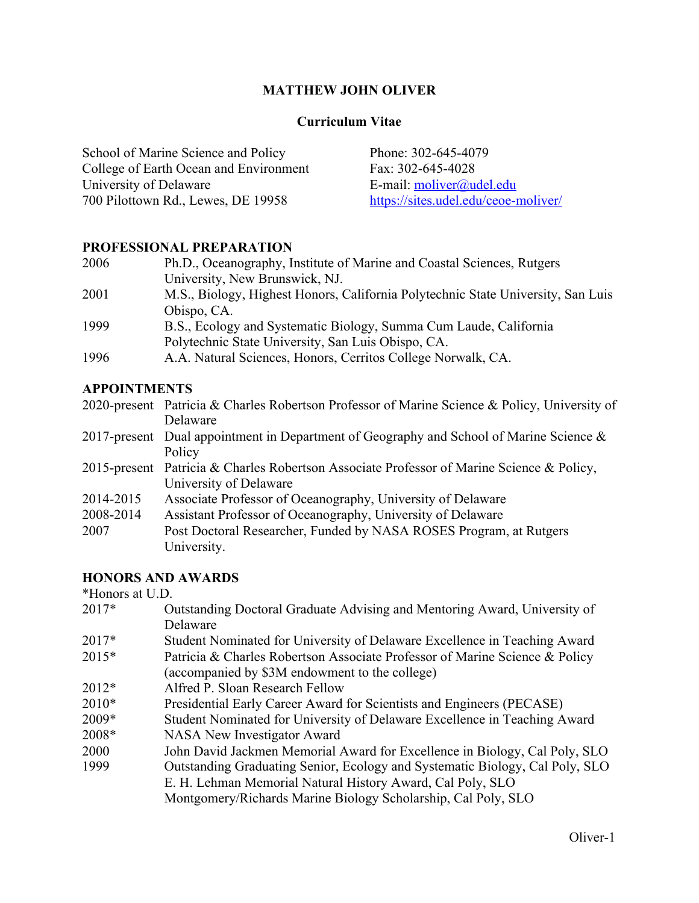# MATTHEW JOHN OLIVER

## Curriculum Vitae

School of Marine Science and Policy
College of Earth Ocean and Environment
University of Delaware
700 Pilottown Rd., Lewes, DE 19958

Phone: 302-645-4079
Fax: 302-645-4028
E-mail: moliver@udel.edu
https://sites.udel.edu/ceoe-moliver/

### PROFESSIONAL PREPARATION

| | |
|---|---|
| 2006 | Ph.D., Oceanography, Institute of Marine and Coastal Sciences, Rutgers University, New Brunswick, NJ. |
| 2001 | M.S., Biology, Highest Honors, California Polytechnic State University, San Luis Obispo, CA. |
| 1999 | B.S., Ecology and Systematic Biology, Summa Cum Laude, California Polytechnic State University, San Luis Obispo, CA. |
| 1996 | A.A. Natural Sciences, Honors, Cerritos College Norwalk, CA. |

### APPOINTMENTS

| | |
|---|---|
| 2020-present | Patricia & Charles Robertson Professor of Marine Science & Policy, University of Delaware |
| 2017-present | Dual appointment in Department of Geography and School of Marine Science & Policy |
| 2015-present | Patricia & Charles Robertson Associate Professor of Marine Science & Policy, University of Delaware |
| 2014-2015 | Associate Professor of Oceanography, University of Delaware |
| 2008-2014 | Assistant Professor of Oceanography, University of Delaware |
| 2007 | Post Doctoral Researcher, Funded by NASA ROSES Program, at Rutgers University. |

### HONORS AND AWARDS

*Honors at U.D.

| | |
|---|---|
| 2017* | Outstanding Doctoral Graduate Advising and Mentoring Award, University of Delaware |
| 2017* | Student Nominated for University of Delaware Excellence in Teaching Award |
| 2015* | Patricia & Charles Robertson Associate Professor of Marine Science & Policy (accompanied by $3M endowment to the college) |
| 2012* | Alfred P. Sloan Research Fellow |
| 2010* | Presidential Early Career Award for Scientists and Engineers (PECASE) |
| 2009* | Student Nominated for University of Delaware Excellence in Teaching Award |
| 2008* | NASA New Investigator Award |
| 2000 | John David Jackmen Memorial Award for Excellence in Biology, Cal Poly, SLO |
| 1999 | Outstanding Graduating Senior, Ecology and Systematic Biology, Cal Poly, SLO |
| | E. H. Lehman Memorial Natural History Award, Cal Poly, SLO |
| | Montgomery/Richards Marine Biology Scholarship, Cal Poly, SLO |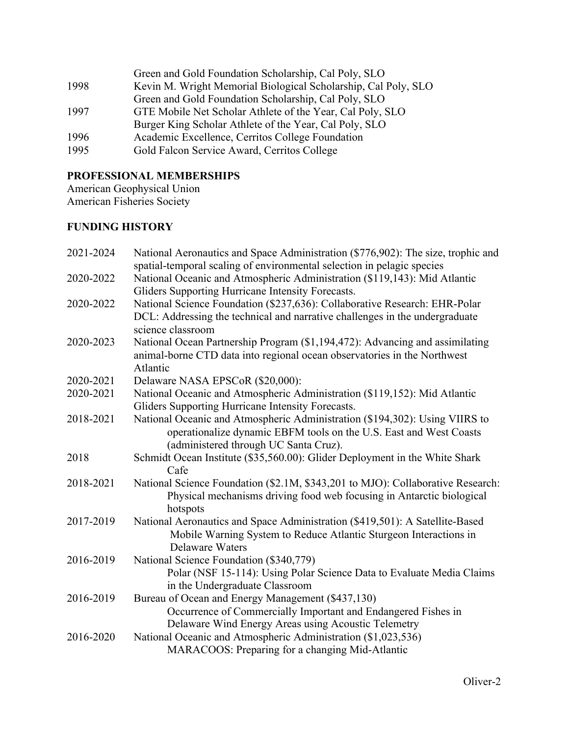| | |
|---|---|
| | Green and Gold Foundation Scholarship, Cal Poly, SLO |
| 1998 | Kevin M. Wright Memorial Biological Scholarship, Cal Poly, SLO |
| | Green and Gold Foundation Scholarship, Cal Poly, SLO |
| 1997 | GTE Mobile Net Scholar Athlete of the Year, Cal Poly, SLO |
| | Burger King Scholar Athlete of the Year, Cal Poly, SLO |
| 1996 | Academic Excellence, Cerritos College Foundation |
| 1995 | Gold Falcon Service Award, Cerritos College |

**PROFESSIONAL MEMBERSHIPS**

American Geophysical Union
American Fisheries Society

**FUNDING HISTORY**

| | |
|---|---|
| 2021-2024 | National Aeronautics and Space Administration ($776,902): The size, trophic and spatial-temporal scaling of environmental selection in pelagic species |
| 2020-2022 | National Oceanic and Atmospheric Administration ($119,143): Mid Atlantic Gliders Supporting Hurricane Intensity Forecasts. |
| 2020-2022 | National Science Foundation ($237,636): Collaborative Research: EHR-Polar DCL: Addressing the technical and narrative challenges in the undergraduate science classroom |
| 2020-2023 | National Ocean Partnership Program ($1,194,472): Advancing and assimilating animal-borne CTD data into regional ocean observatories in the Northwest Atlantic |
| 2020-2021 | Delaware NASA EPSCoR ($20,000): |
| 2020-2021 | National Oceanic and Atmospheric Administration ($119,152): Mid Atlantic Gliders Supporting Hurricane Intensity Forecasts. |
| 2018-2021 | National Oceanic and Atmospheric Administration ($194,302): Using VIIRS to operationalize dynamic EBFM tools on the U.S. East and West Coasts (administered through UC Santa Cruz). |
| 2018 | Schmidt Ocean Institute ($35,560.00): Glider Deployment in the White Shark Cafe |
| 2018-2021 | National Science Foundation ($2.1M, $343,201 to MJO): Collaborative Research: Physical mechanisms driving food web focusing in Antarctic biological hotspots |
| 2017-2019 | National Aeronautics and Space Administration ($419,501): A Satellite-Based Mobile Warning System to Reduce Atlantic Sturgeon Interactions in Delaware Waters |
| 2016-2019 | National Science Foundation ($340,779) Polar (NSF 15-114): Using Polar Science Data to Evaluate Media Claims in the Undergraduate Classroom |
| 2016-2019 | Bureau of Ocean and Energy Management ($437,130) Occurrence of Commercially Important and Endangered Fishes in Delaware Wind Energy Areas using Acoustic Telemetry |
| 2016-2020 | National Oceanic and Atmospheric Administration ($1,023,536) MARACOOS: Preparing for a changing Mid-Atlantic |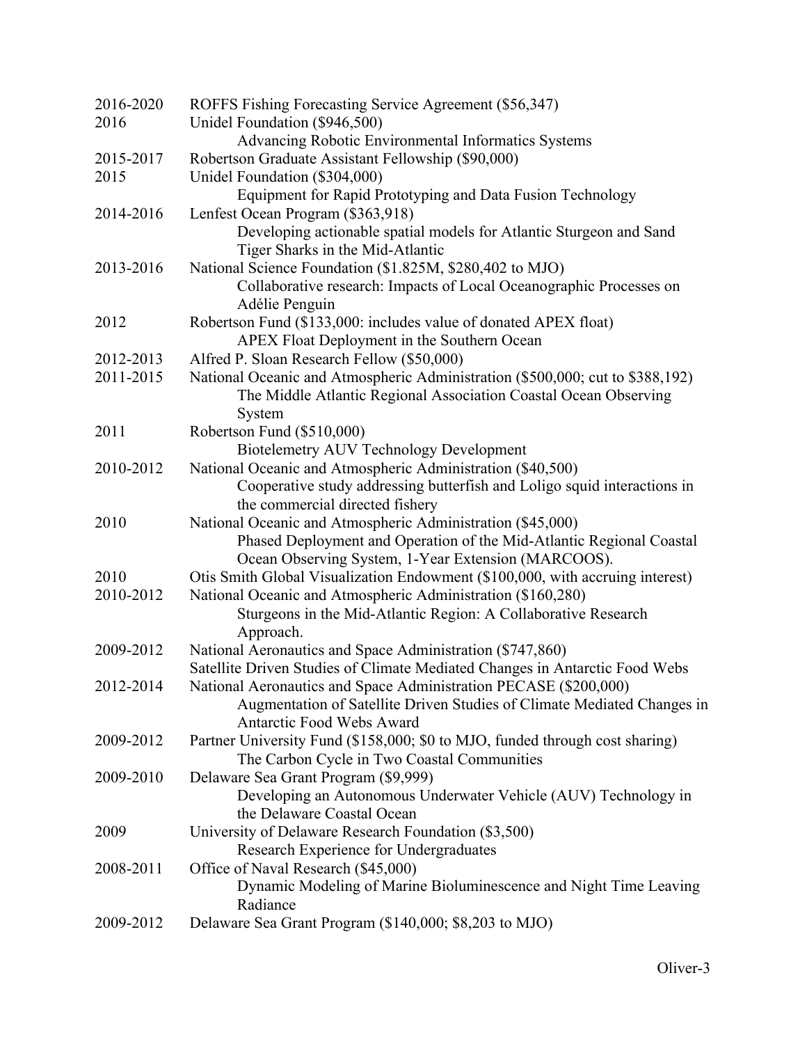| | |
|---|---|
| 2016-2020 | ROFFS Fishing Forecasting Service Agreement ($56,347) |
| 2016 | Unidel Foundation ($946,500)<br>Advancing Robotic Environmental Informatics Systems |
| 2015-2017 | Robertson Graduate Assistant Fellowship ($90,000) |
| 2015 | Unidel Foundation ($304,000)<br>Equipment for Rapid Prototyping and Data Fusion Technology |
| 2014-2016 | Lenfest Ocean Program ($363,918)<br>Developing actionable spatial models for Atlantic Sturgeon and Sand Tiger Sharks in the Mid-Atlantic |
| 2013-2016 | National Science Foundation ($1.825M, $280,402 to MJO)<br>Collaborative research: Impacts of Local Oceanographic Processes on Adélie Penguin |
| 2012 | Robertson Fund ($133,000: includes value of donated APEX float)<br>APEX Float Deployment in the Southern Ocean |
| 2012-2013 | Alfred P. Sloan Research Fellow ($50,000) |
| 2011-2015 | National Oceanic and Atmospheric Administration ($500,000; cut to $388,192)<br>The Middle Atlantic Regional Association Coastal Ocean Observing System |
| 2011 | Robertson Fund ($510,000)<br>Biotelemetry AUV Technology Development |
| 2010-2012 | National Oceanic and Atmospheric Administration ($40,500)<br>Cooperative study addressing butterfish and Loligo squid interactions in the commercial directed fishery |
| 2010 | National Oceanic and Atmospheric Administration ($45,000)<br>Phased Deployment and Operation of the Mid-Atlantic Regional Coastal Ocean Observing System, 1-Year Extension (MARCOOS). |
| 2010 | Otis Smith Global Visualization Endowment ($100,000, with accruing interest) |
| 2010-2012 | National Oceanic and Atmospheric Administration ($160,280)<br>Sturgeons in the Mid-Atlantic Region: A Collaborative Research Approach. |
| 2009-2012 | National Aeronautics and Space Administration ($747,860)<br>Satellite Driven Studies of Climate Mediated Changes in Antarctic Food Webs |
| 2012-2014 | National Aeronautics and Space Administration PECASE ($200,000)<br>Augmentation of Satellite Driven Studies of Climate Mediated Changes in Antarctic Food Webs Award |
| 2009-2012 | Partner University Fund ($158,000; $0 to MJO, funded through cost sharing)<br>The Carbon Cycle in Two Coastal Communities |
| 2009-2010 | Delaware Sea Grant Program ($9,999)<br>Developing an Autonomous Underwater Vehicle (AUV) Technology in the Delaware Coastal Ocean |
| 2009 | University of Delaware Research Foundation ($3,500)<br>Research Experience for Undergraduates |
| 2008-2011 | Office of Naval Research ($45,000)<br>Dynamic Modeling of Marine Bioluminescence and Night Time Leaving Radiance |
| 2009-2012 | Delaware Sea Grant Program ($140,000; $8,203 to MJO) |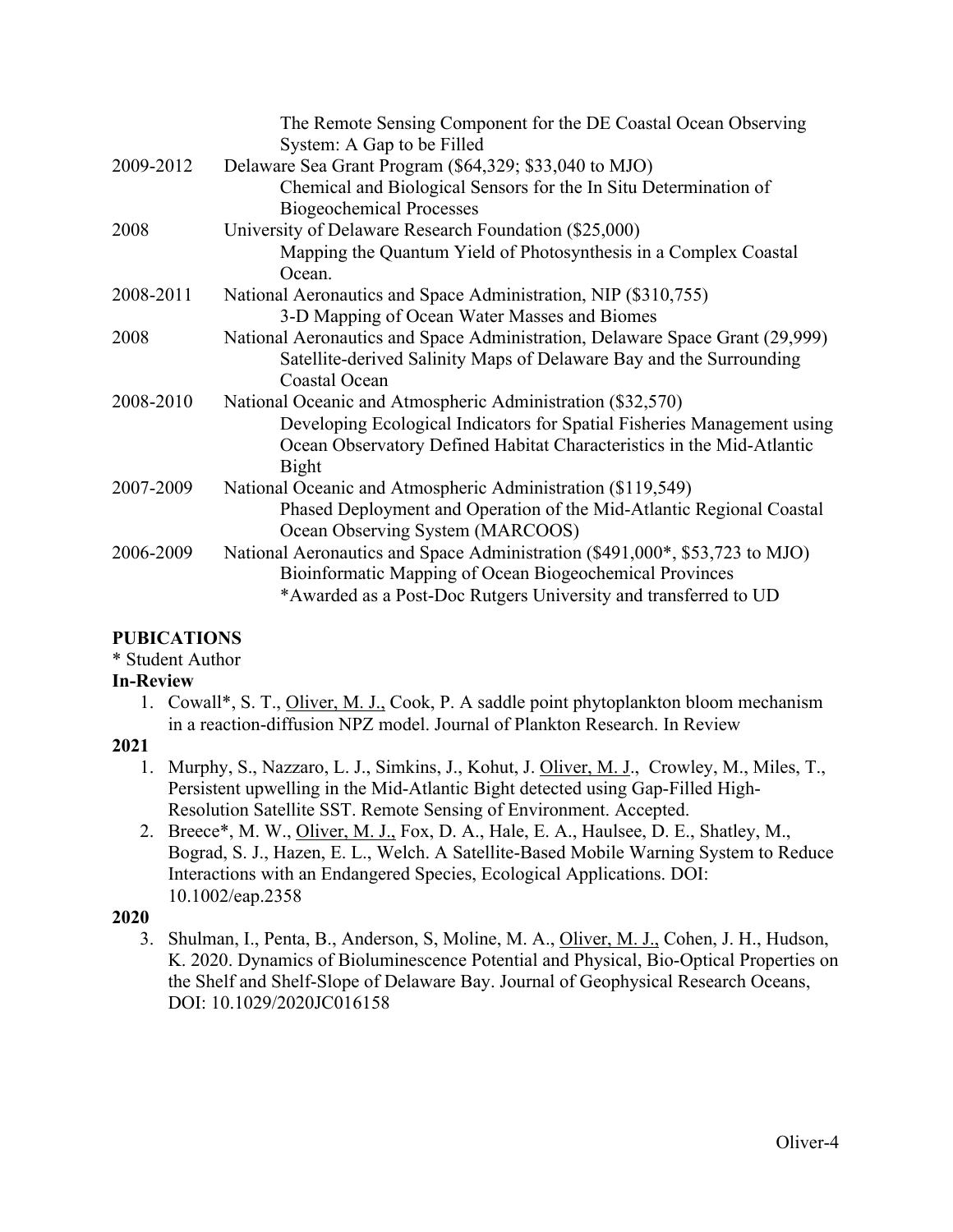The Remote Sensing Component for the DE Coastal Ocean Observing System: A Gap to be Filled

| | |
|---|---|
| 2009-2012 | Delaware Sea Grant Program ($64,329; $33,040 to MJO)<br>Chemical and Biological Sensors for the In Situ Determination of Biogeochemical Processes |
| 2008 | University of Delaware Research Foundation ($25,000)<br>Mapping the Quantum Yield of Photosynthesis in a Complex Coastal Ocean. |
| 2008-2011 | National Aeronautics and Space Administration, NIP ($310,755)<br>3-D Mapping of Ocean Water Masses and Biomes |
| 2008 | National Aeronautics and Space Administration, Delaware Space Grant (29,999)<br>Satellite-derived Salinity Maps of Delaware Bay and the Surrounding Coastal Ocean |
| 2008-2010 | National Oceanic and Atmospheric Administration ($32,570)<br>Developing Ecological Indicators for Spatial Fisheries Management using Ocean Observatory Defined Habitat Characteristics in the Mid-Atlantic Bight |
| 2007-2009 | National Oceanic and Atmospheric Administration ($119,549)<br>Phased Deployment and Operation of the Mid-Atlantic Regional Coastal Ocean Observing System (MARCOOS) |
| 2006-2009 | National Aeronautics and Space Administration ($491,000*, $53,723 to MJO)<br>Bioinformatic Mapping of Ocean Biogeochemical Provinces<br>*Awarded as a Post-Doc Rutgers University and transferred to UD |

## PUBICATIONS

\* Student Author

**In-Review**

1. Cowall*, S. T., Oliver, M. J., Cook, P. A saddle point phytoplankton bloom mechanism in a reaction-diffusion NPZ model. Journal of Plankton Research. In Review

**2021**

1. Murphy, S., Nazzaro, L. J., Simkins, J., Kohut, J. Oliver, M. J., Crowley, M., Miles, T., Persistent upwelling in the Mid-Atlantic Bight detected using Gap-Filled High-Resolution Satellite SST. Remote Sensing of Environment. Accepted.
2. Breece*, M. W., Oliver, M. J., Fox, D. A., Hale, E. A., Haulsee, D. E., Shatley, M., Bograd, S. J., Hazen, E. L., Welch. A Satellite-Based Mobile Warning System to Reduce Interactions with an Endangered Species, Ecological Applications. DOI: 10.1002/eap.2358

**2020**

3. Shulman, I., Penta, B., Anderson, S, Moline, M. A., Oliver, M. J., Cohen, J. H., Hudson, K. 2020. Dynamics of Bioluminescence Potential and Physical, Bio-Optical Properties on the Shelf and Shelf-Slope of Delaware Bay. Journal of Geophysical Research Oceans, DOI: 10.1029/2020JC016158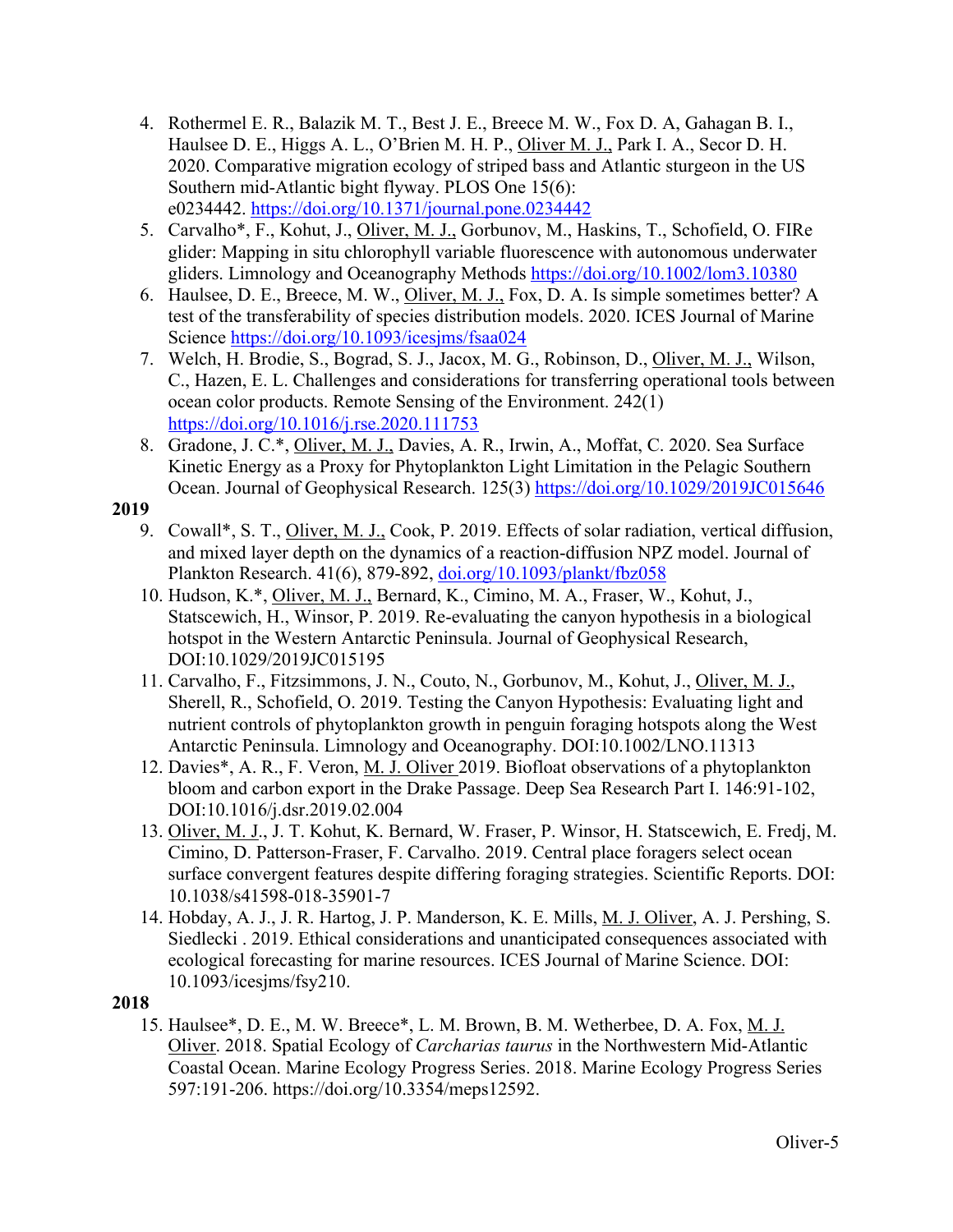4. Rothermel E. R., Balazik M. T., Best J. E., Breece M. W., Fox D. A, Gahagan B. I., Haulsee D. E., Higgs A. L., O'Brien M. H. P., <u>Oliver M. J.,</u> Park I. A., Secor D. H. 2020. Comparative migration ecology of striped bass and Atlantic sturgeon in the US Southern mid-Atlantic bight flyway. PLOS One 15(6): e0234442. https://doi.org/10.1371/journal.pone.0234442
5. Carvalho*, F., Kohut, J., <u>Oliver, M. J.,</u> Gorbunov, M., Haskins, T., Schofield, O. FIRe glider: Mapping in situ chlorophyll variable fluorescence with autonomous underwater gliders. Limnology and Oceanography Methods https://doi.org/10.1002/lom3.10380
6. Haulsee, D. E., Breece, M. W., <u>Oliver, M. J.,</u> Fox, D. A. Is simple sometimes better? A test of the transferability of species distribution models. 2020. ICES Journal of Marine Science https://doi.org/10.1093/icesjms/fsaa024
7. Welch, H. Brodie, S., Bograd, S. J., Jacox, M. G., Robinson, D., <u>Oliver, M. J.,</u> Wilson, C., Hazen, E. L. Challenges and considerations for transferring operational tools between ocean color products. Remote Sensing of the Environment. 242(1) https://doi.org/10.1016/j.rse.2020.111753
8. Gradone, J. C.*, <u>Oliver, M. J.,</u> Davies, A. R., Irwin, A., Moffat, C. 2020. Sea Surface Kinetic Energy as a Proxy for Phytoplankton Light Limitation in the Pelagic Southern Ocean. Journal of Geophysical Research. 125(3) https://doi.org/10.1029/2019JC015646

**2019**

9. Cowall*, S. T., <u>Oliver, M. J.,</u> Cook, P. 2019. Effects of solar radiation, vertical diffusion, and mixed layer depth on the dynamics of a reaction-diffusion NPZ model. Journal of Plankton Research. 41(6), 879-892, doi.org/10.1093/plankt/fbz058
10. Hudson, K.*, <u>Oliver, M. J.,</u> Bernard, K., Cimino, M. A., Fraser, W., Kohut, J., Statscewich, H., Winsor, P. 2019. Re-evaluating the canyon hypothesis in a biological hotspot in the Western Antarctic Peninsula. Journal of Geophysical Research, DOI:10.1029/2019JC015195
11. Carvalho, F., Fitzsimmons, J. N., Couto, N., Gorbunov, M., Kohut, J., <u>Oliver, M. J.,</u> Sherell, R., Schofield, O. 2019. Testing the Canyon Hypothesis: Evaluating light and nutrient controls of phytoplankton growth in penguin foraging hotspots along the West Antarctic Peninsula. Limnology and Oceanography. DOI:10.1002/LNO.11313
12. Davies*, A. R., F. Veron, <u>M. J. Oliver</u> 2019. Biofloat observations of a phytoplankton bloom and carbon export in the Drake Passage. Deep Sea Research Part I. 146:91-102, DOI:10.1016/j.dsr.2019.02.004
13. <u>Oliver, M. J.</u>, J. T. Kohut, K. Bernard, W. Fraser, P. Winsor, H. Statscewich, E. Fredj, M. Cimino, D. Patterson-Fraser, F. Carvalho. 2019. Central place foragers select ocean surface convergent features despite differing foraging strategies. Scientific Reports. DOI: 10.1038/s41598-018-35901-7
14. Hobday, A. J., J. R. Hartog, J. P. Manderson, K. E. Mills, <u>M. J. Oliver</u>, A. J. Pershing, S. Siedlecki . 2019. Ethical considerations and unanticipated consequences associated with ecological forecasting for marine resources. ICES Journal of Marine Science. DOI: 10.1093/icesjms/fsy210.

**2018**

15. Haulsee*, D. E., M. W. Breece*, L. M. Brown, B. M. Wetherbee, D. A. Fox, <u>M. J. Oliver</u>. 2018. Spatial Ecology of *Carcharias taurus* in the Northwestern Mid-Atlantic Coastal Ocean. Marine Ecology Progress Series. 2018. Marine Ecology Progress Series 597:191-206. https://doi.org/10.3354/meps12592.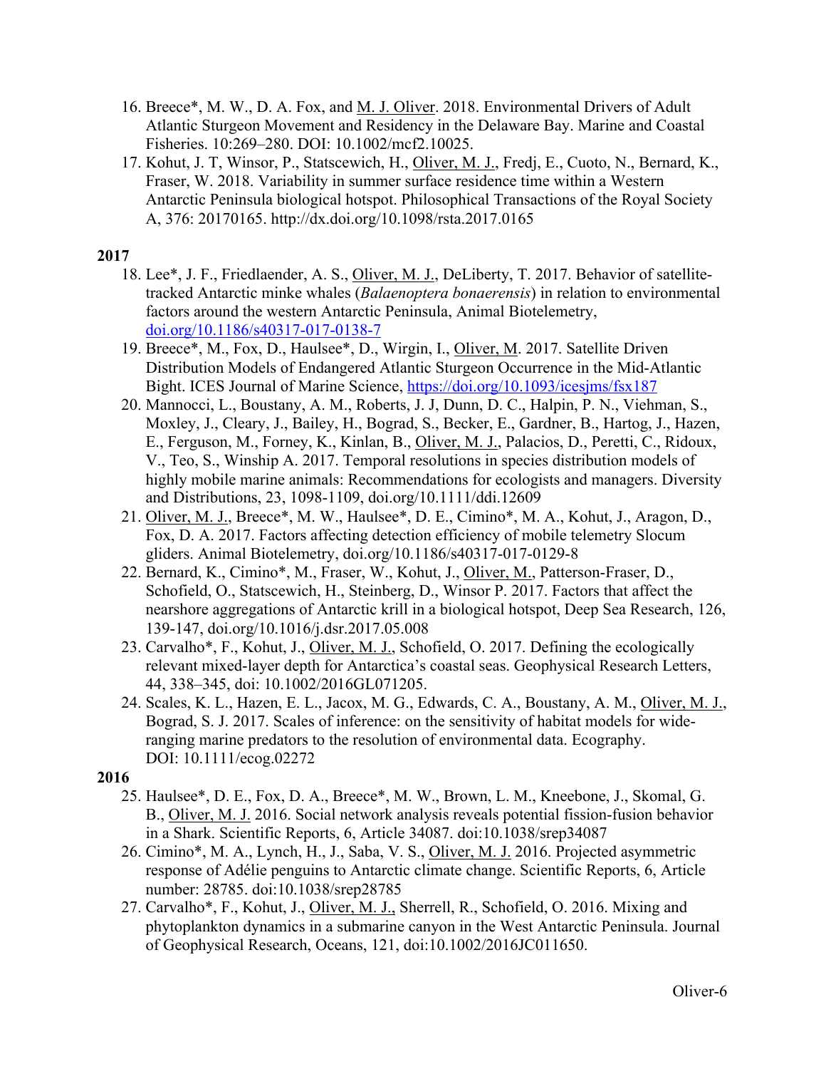16. Breece*, M. W., D. A. Fox, and M. J. Oliver. 2018. Environmental Drivers of Adult Atlantic Sturgeon Movement and Residency in the Delaware Bay. Marine and Coastal Fisheries. 10:269–280. DOI: 10.1002/mcf2.10025.
17. Kohut, J. T, Winsor, P., Statscewich, H., Oliver, M. J., Fredj, E., Cuoto, N., Bernard, K., Fraser, W. 2018. Variability in summer surface residence time within a Western Antarctic Peninsula biological hotspot. Philosophical Transactions of the Royal Society A, 376: 20170165. http://dx.doi.org/10.1098/rsta.2017.0165

**2017**

18. Lee*, J. F., Friedlaender, A. S., Oliver, M. J., DeLiberty, T. 2017. Behavior of satellite-tracked Antarctic minke whales (*Balaenoptera bonaerensis*) in relation to environmental factors around the western Antarctic Peninsula, Animal Biotelemetry, doi.org/10.1186/s40317-017-0138-7
19. Breece*, M., Fox, D., Haulsee*, D., Wirgin, I., Oliver, M. 2017. Satellite Driven Distribution Models of Endangered Atlantic Sturgeon Occurrence in the Mid-Atlantic Bight. ICES Journal of Marine Science, https://doi.org/10.1093/icesjms/fsx187
20. Mannocci, L., Boustany, A. M., Roberts, J. J, Dunn, D. C., Halpin, P. N., Viehman, S., Moxley, J., Cleary, J., Bailey, H., Bograd, S., Becker, E., Gardner, B., Hartog, J., Hazen, E., Ferguson, M., Forney, K., Kinlan, B., Oliver, M. J., Palacios, D., Peretti, C., Ridoux, V., Teo, S., Winship A. 2017. Temporal resolutions in species distribution models of highly mobile marine animals: Recommendations for ecologists and managers. Diversity and Distributions, 23, 1098-1109, doi.org/10.1111/ddi.12609
21. Oliver, M. J., Breece*, M. W., Haulsee*, D. E., Cimino*, M. A., Kohut, J., Aragon, D., Fox, D. A. 2017. Factors affecting detection efficiency of mobile telemetry Slocum gliders. Animal Biotelemetry, doi.org/10.1186/s40317-017-0129-8
22. Bernard, K., Cimino*, M., Fraser, W., Kohut, J., Oliver, M., Patterson-Fraser, D., Schofield, O., Statscewich, H., Steinberg, D., Winsor P. 2017. Factors that affect the nearshore aggregations of Antarctic krill in a biological hotspot, Deep Sea Research, 126, 139-147, doi.org/10.1016/j.dsr.2017.05.008
23. Carvalho*, F., Kohut, J., Oliver, M. J., Schofield, O. 2017. Defining the ecologically relevant mixed-layer depth for Antarctica's coastal seas. Geophysical Research Letters, 44, 338–345, doi: 10.1002/2016GL071205.
24. Scales, K. L., Hazen, E. L., Jacox, M. G., Edwards, C. A., Boustany, A. M., Oliver, M. J., Bograd, S. J. 2017. Scales of inference: on the sensitivity of habitat models for wide-ranging marine predators to the resolution of environmental data. Ecography. DOI: 10.1111/ecog.02272

**2016**

25. Haulsee*, D. E., Fox, D. A., Breece*, M. W., Brown, L. M., Kneebone, J., Skomal, G. B., Oliver, M. J. 2016. Social network analysis reveals potential fission-fusion behavior in a Shark. Scientific Reports, 6, Article 34087. doi:10.1038/srep34087
26. Cimino*, M. A., Lynch, H., J., Saba, V. S., Oliver, M. J. 2016. Projected asymmetric response of Adélie penguins to Antarctic climate change. Scientific Reports, 6, Article number: 28785. doi:10.1038/srep28785
27. Carvalho*, F., Kohut, J., Oliver, M. J., Sherrell, R., Schofield, O. 2016. Mixing and phytoplankton dynamics in a submarine canyon in the West Antarctic Peninsula. Journal of Geophysical Research, Oceans, 121, doi:10.1002/2016JC011650.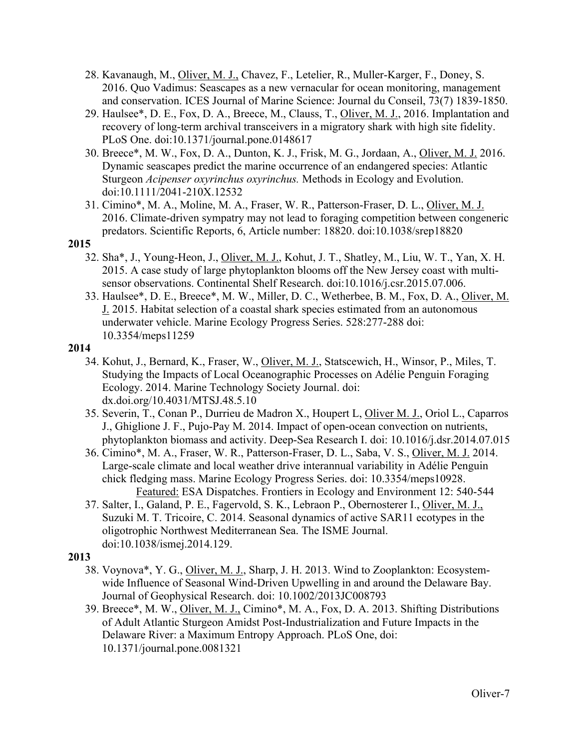28. Kavanaugh, M., Oliver, M. J., Chavez, F., Letelier, R., Muller-Karger, F., Doney, S. 2016. Quo Vadimus: Seascapes as a new vernacular for ocean monitoring, management and conservation. ICES Journal of Marine Science: Journal du Conseil, 73(7) 1839-1850.
29. Haulsee*, D. E., Fox, D. A., Breece, M., Clauss, T., Oliver, M. J., 2016. Implantation and recovery of long-term archival transceivers in a migratory shark with high site fidelity. PLoS One. doi:10.1371/journal.pone.0148617
30. Breece*, M. W., Fox, D. A., Dunton, K. J., Frisk, M. G., Jordaan, A., Oliver, M. J. 2016. Dynamic seascapes predict the marine occurrence of an endangered species: Atlantic Sturgeon *Acipenser oxyrinchus oxyrinchus.* Methods in Ecology and Evolution. doi:10.1111/2041-210X.12532
31. Cimino*, M. A., Moline, M. A., Fraser, W. R., Patterson-Fraser, D. L., Oliver, M. J. 2016. Climate-driven sympatry may not lead to foraging competition between congeneric predators. Scientific Reports, 6, Article number: 18820. doi:10.1038/srep18820

**2015**

32. Sha*, J., Young-Heon, J., Oliver, M. J., Kohut, J. T., Shatley, M., Liu, W. T., Yan, X. H. 2015. A case study of large phytoplankton blooms off the New Jersey coast with multi-sensor observations. Continental Shelf Research. doi:10.1016/j.csr.2015.07.006.
33. Haulsee*, D. E., Breece*, M. W., Miller, D. C., Wetherbee, B. M., Fox, D. A., Oliver, M. J. 2015. Habitat selection of a coastal shark species estimated from an autonomous underwater vehicle. Marine Ecology Progress Series. 528:277-288 doi: 10.3354/meps11259

**2014**

34. Kohut, J., Bernard, K., Fraser, W., Oliver, M. J., Statscewich, H., Winsor, P., Miles, T. Studying the Impacts of Local Oceanographic Processes on Adélie Penguin Foraging Ecology. 2014. Marine Technology Society Journal. doi: dx.doi.org/10.4031/MTSJ.48.5.10
35. Severin, T., Conan P., Durrieu de Madron X., Houpert L, Oliver M. J., Oriol L., Caparros J., Ghiglione J. F., Pujo-Pay M. 2014. Impact of open-ocean convection on nutrients, phytoplankton biomass and activity. Deep-Sea Research I. doi: 10.1016/j.dsr.2014.07.015
36. Cimino*, M. A., Fraser, W. R., Patterson-Fraser, D. L., Saba, V. S., Oliver, M. J. 2014. Large-scale climate and local weather drive interannual variability in Adélie Penguin chick fledging mass. Marine Ecology Progress Series. doi: 10.3354/meps10928.
    Featured: ESA Dispatches. Frontiers in Ecology and Environment 12: 540-544
37. Salter, I., Galand, P. E., Fagervold, S. K., Lebraon P., Obernosterer I., Oliver, M. J., Suzuki M. T. Tricoire, C. 2014. Seasonal dynamics of active SAR11 ecotypes in the oligotrophic Northwest Mediterranean Sea. The ISME Journal. doi:10.1038/ismej.2014.129.

**2013**

38. Voynova*, Y. G., Oliver, M. J., Sharp, J. H. 2013. Wind to Zooplankton: Ecosystem-wide Influence of Seasonal Wind-Driven Upwelling in and around the Delaware Bay. Journal of Geophysical Research. doi: 10.1002/2013JC008793
39. Breece*, M. W., Oliver, M. J., Cimino*, M. A., Fox, D. A. 2013. Shifting Distributions of Adult Atlantic Sturgeon Amidst Post-Industrialization and Future Impacts in the Delaware River: a Maximum Entropy Approach. PLoS One, doi: 10.1371/journal.pone.0081321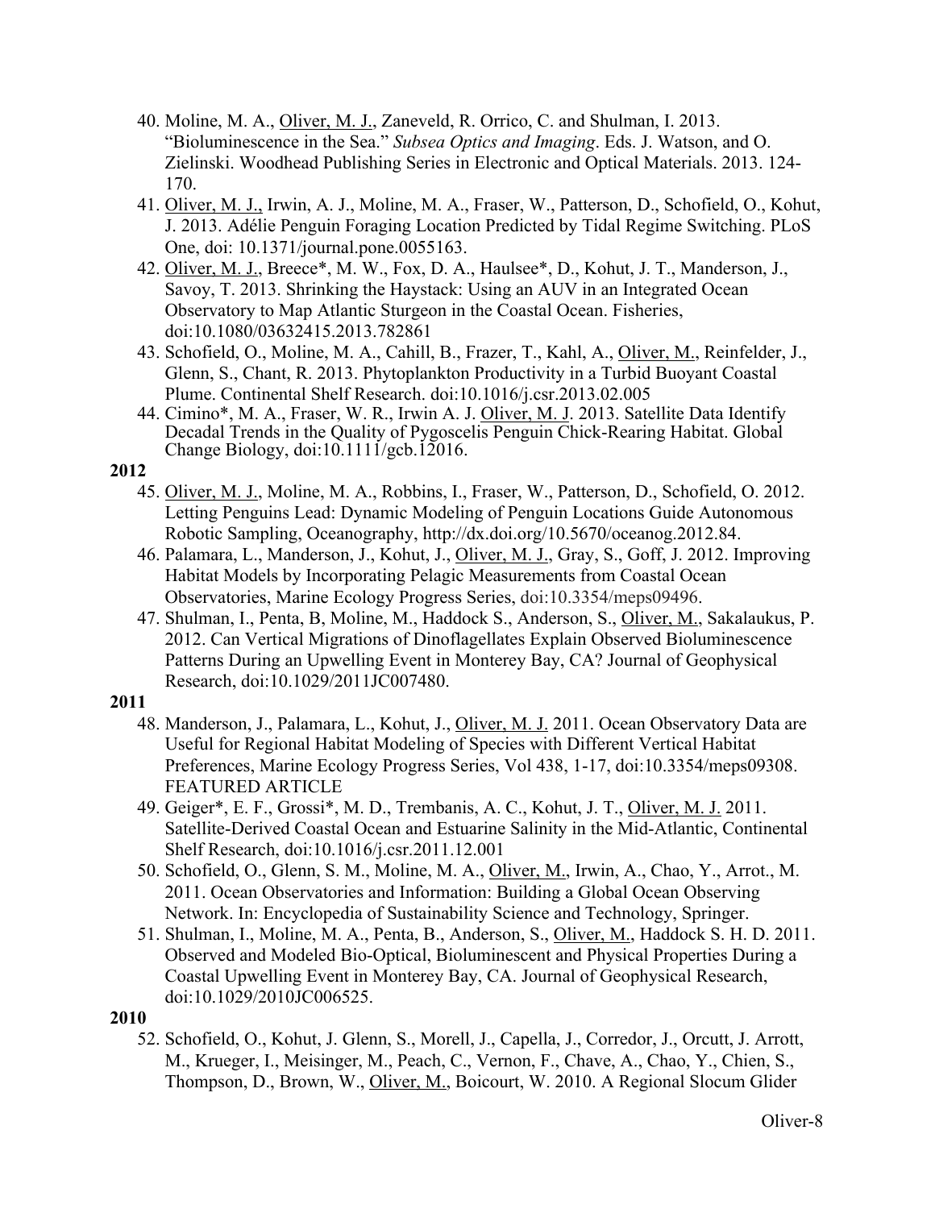40. Moline, M. A., Oliver, M. J., Zaneveld, R. Orrico, C. and Shulman, I. 2013. "Bioluminescence in the Sea." *Subsea Optics and Imaging*. Eds. J. Watson, and O. Zielinski. Woodhead Publishing Series in Electronic and Optical Materials. 2013. 124-170.
41. Oliver, M. J., Irwin, A. J., Moline, M. A., Fraser, W., Patterson, D., Schofield, O., Kohut, J. 2013. Adélie Penguin Foraging Location Predicted by Tidal Regime Switching. PLoS One, doi: 10.1371/journal.pone.0055163.
42. Oliver, M. J., Breece*, M. W., Fox, D. A., Haulsee*, D., Kohut, J. T., Manderson, J., Savoy, T. 2013. Shrinking the Haystack: Using an AUV in an Integrated Ocean Observatory to Map Atlantic Sturgeon in the Coastal Ocean. Fisheries, doi:10.1080/03632415.2013.782861
43. Schofield, O., Moline, M. A., Cahill, B., Frazer, T., Kahl, A., Oliver, M., Reinfelder, J., Glenn, S., Chant, R. 2013. Phytoplankton Productivity in a Turbid Buoyant Coastal Plume. Continental Shelf Research. doi:10.1016/j.csr.2013.02.005
44. Cimino*, M. A., Fraser, W. R., Irwin A. J. Oliver, M. J. 2013. Satellite Data Identify Decadal Trends in the Quality of Pygoscelis Penguin Chick-Rearing Habitat. Global Change Biology, doi:10.1111/gcb.12016.

**2012**

45. Oliver, M. J., Moline, M. A., Robbins, I., Fraser, W., Patterson, D., Schofield, O. 2012. Letting Penguins Lead: Dynamic Modeling of Penguin Locations Guide Autonomous Robotic Sampling, Oceanography, http://dx.doi.org/10.5670/oceanog.2012.84.
46. Palamara, L., Manderson, J., Kohut, J., Oliver, M. J., Gray, S., Goff, J. 2012. Improving Habitat Models by Incorporating Pelagic Measurements from Coastal Ocean Observatories, Marine Ecology Progress Series, doi:10.3354/meps09496.
47. Shulman, I., Penta, B, Moline, M., Haddock S., Anderson, S., Oliver, M., Sakalaukus, P. 2012. Can Vertical Migrations of Dinoflagellates Explain Observed Bioluminescence Patterns During an Upwelling Event in Monterey Bay, CA? Journal of Geophysical Research, doi:10.1029/2011JC007480.

**2011**

48. Manderson, J., Palamara, L., Kohut, J., Oliver, M. J. 2011. Ocean Observatory Data are Useful for Regional Habitat Modeling of Species with Different Vertical Habitat Preferences, Marine Ecology Progress Series, Vol 438, 1-17, doi:10.3354/meps09308. FEATURED ARTICLE
49. Geiger*, E. F., Grossi*, M. D., Trembanis, A. C., Kohut, J. T., Oliver, M. J. 2011. Satellite-Derived Coastal Ocean and Estuarine Salinity in the Mid-Atlantic, Continental Shelf Research, doi:10.1016/j.csr.2011.12.001
50. Schofield, O., Glenn, S. M., Moline, M. A., Oliver, M., Irwin, A., Chao, Y., Arrot., M. 2011. Ocean Observatories and Information: Building a Global Ocean Observing Network. In: Encyclopedia of Sustainability Science and Technology, Springer.
51. Shulman, I., Moline, M. A., Penta, B., Anderson, S., Oliver, M., Haddock S. H. D. 2011. Observed and Modeled Bio-Optical, Bioluminescent and Physical Properties During a Coastal Upwelling Event in Monterey Bay, CA. Journal of Geophysical Research, doi:10.1029/2010JC006525.

**2010**

52. Schofield, O., Kohut, J. Glenn, S., Morell, J., Capella, J., Corredor, J., Orcutt, J. Arrott, M., Krueger, I., Meisinger, M., Peach, C., Vernon, F., Chave, A., Chao, Y., Chien, S., Thompson, D., Brown, W., Oliver, M., Boicourt, W. 2010. A Regional Slocum Glider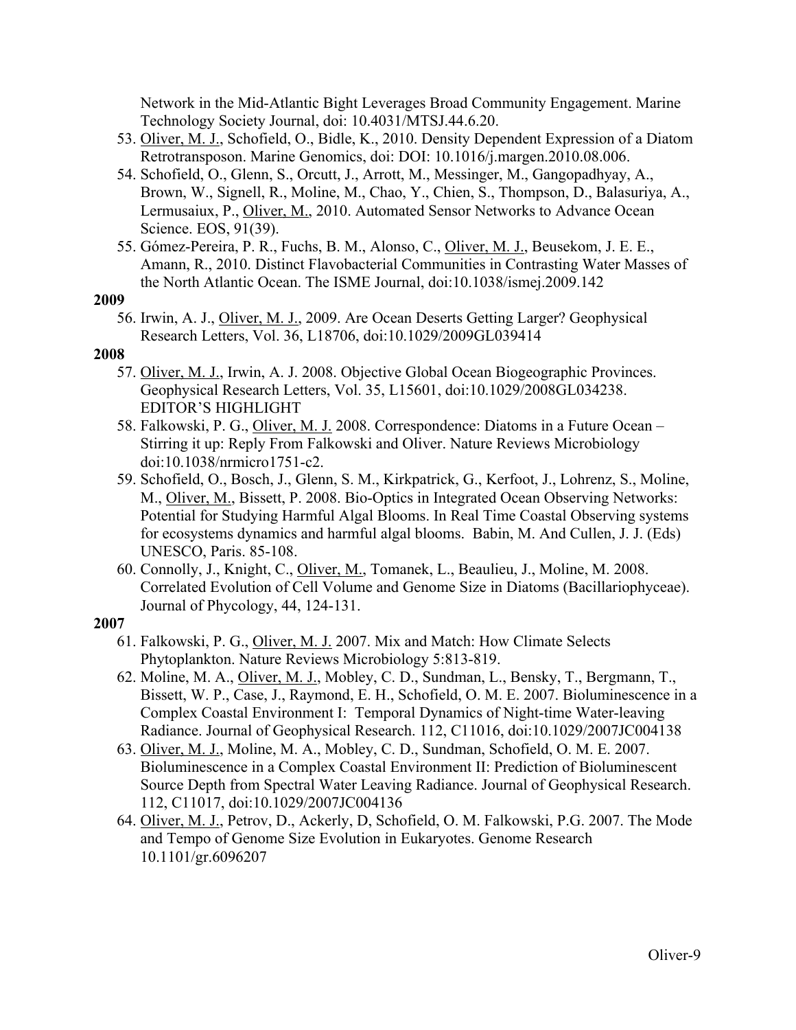Network in the Mid-Atlantic Bight Leverages Broad Community Engagement. Marine Technology Society Journal, doi: 10.4031/MTSJ.44.6.20.

53. Oliver, M. J., Schofield, O., Bidle, K., 2010. Density Dependent Expression of a Diatom Retrotransposon. Marine Genomics, doi: DOI: 10.1016/j.margen.2010.08.006.
54. Schofield, O., Glenn, S., Orcutt, J., Arrott, M., Messinger, M., Gangopadhyay, A., Brown, W., Signell, R., Moline, M., Chao, Y., Chien, S., Thompson, D., Balasuriya, A., Lermusaiux, P., Oliver, M., 2010. Automated Sensor Networks to Advance Ocean Science. EOS, 91(39).
55. Gómez-Pereira, P. R., Fuchs, B. M., Alonso, C., Oliver, M. J., Beusekom, J. E. E., Amann, R., 2010. Distinct Flavobacterial Communities in Contrasting Water Masses of the North Atlantic Ocean. The ISME Journal, doi:10.1038/ismej.2009.142

**2009**

56. Irwin, A. J., Oliver, M. J., 2009. Are Ocean Deserts Getting Larger? Geophysical Research Letters, Vol. 36, L18706, doi:10.1029/2009GL039414

**2008**

57. Oliver, M. J., Irwin, A. J. 2008. Objective Global Ocean Biogeographic Provinces. Geophysical Research Letters, Vol. 35, L15601, doi:10.1029/2008GL034238. EDITOR'S HIGHLIGHT
58. Falkowski, P. G., Oliver, M. J. 2008. Correspondence: Diatoms in a Future Ocean – Stirring it up: Reply From Falkowski and Oliver. Nature Reviews Microbiology doi:10.1038/nrmicro1751-c2.
59. Schofield, O., Bosch, J., Glenn, S. M., Kirkpatrick, G., Kerfoot, J., Lohrenz, S., Moline, M., Oliver, M., Bissett, P. 2008. Bio-Optics in Integrated Ocean Observing Networks: Potential for Studying Harmful Algal Blooms. In Real Time Coastal Observing systems for ecosystems dynamics and harmful algal blooms. Babin, M. And Cullen, J. J. (Eds) UNESCO, Paris. 85-108.
60. Connolly, J., Knight, C., Oliver, M., Tomanek, L., Beaulieu, J., Moline, M. 2008. Correlated Evolution of Cell Volume and Genome Size in Diatoms (Bacillariophyceae). Journal of Phycology, 44, 124-131.

**2007**

61. Falkowski, P. G., Oliver, M. J. 2007. Mix and Match: How Climate Selects Phytoplankton. Nature Reviews Microbiology 5:813-819.
62. Moline, M. A., Oliver, M. J., Mobley, C. D., Sundman, L., Bensky, T., Bergmann, T., Bissett, W. P., Case, J., Raymond, E. H., Schofield, O. M. E. 2007. Bioluminescence in a Complex Coastal Environment I: Temporal Dynamics of Night-time Water-leaving Radiance. Journal of Geophysical Research. 112, C11016, doi:10.1029/2007JC004138
63. Oliver, M. J., Moline, M. A., Mobley, C. D., Sundman, Schofield, O. M. E. 2007. Bioluminescence in a Complex Coastal Environment II: Prediction of Bioluminescent Source Depth from Spectral Water Leaving Radiance. Journal of Geophysical Research. 112, C11017, doi:10.1029/2007JC004136
64. Oliver, M. J., Petrov, D., Ackerly, D, Schofield, O. M. Falkowski, P.G. 2007. The Mode and Tempo of Genome Size Evolution in Eukaryotes. Genome Research 10.1101/gr.6096207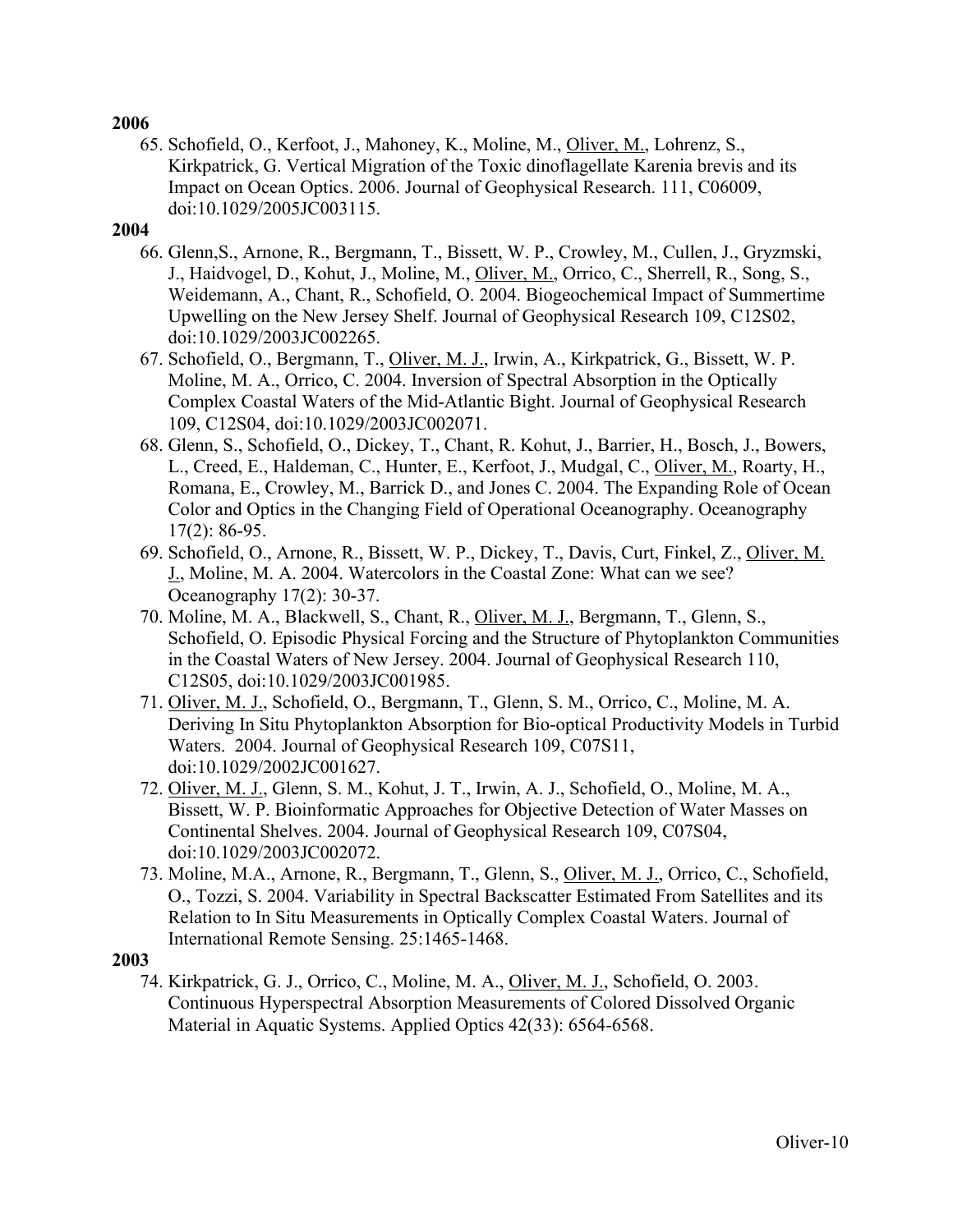**2006**

65. Schofield, O., Kerfoot, J., Mahoney, K., Moline, M., Oliver, M., Lohrenz, S., Kirkpatrick, G. Vertical Migration of the Toxic dinoflagellate Karenia brevis and its Impact on Ocean Optics. 2006. Journal of Geophysical Research. 111, C06009, doi:10.1029/2005JC003115.

**2004**

66. Glenn,S., Arnone, R., Bergmann, T., Bissett, W. P., Crowley, M., Cullen, J., Gryzmski, J., Haidvogel, D., Kohut, J., Moline, M., Oliver, M., Orrico, C., Sherrell, R., Song, S., Weidemann, A., Chant, R., Schofield, O. 2004. Biogeochemical Impact of Summertime Upwelling on the New Jersey Shelf. Journal of Geophysical Research 109, C12S02, doi:10.1029/2003JC002265.
67. Schofield, O., Bergmann, T., Oliver, M. J., Irwin, A., Kirkpatrick, G., Bissett, W. P. Moline, M. A., Orrico, C. 2004. Inversion of Spectral Absorption in the Optically Complex Coastal Waters of the Mid-Atlantic Bight. Journal of Geophysical Research 109, C12S04, doi:10.1029/2003JC002071.
68. Glenn, S., Schofield, O., Dickey, T., Chant, R. Kohut, J., Barrier, H., Bosch, J., Bowers, L., Creed, E., Haldeman, C., Hunter, E., Kerfoot, J., Mudgal, C., Oliver, M., Roarty, H., Romana, E., Crowley, M., Barrick D., and Jones C. 2004. The Expanding Role of Ocean Color and Optics in the Changing Field of Operational Oceanography. Oceanography 17(2): 86-95.
69. Schofield, O., Arnone, R., Bissett, W. P., Dickey, T., Davis, Curt, Finkel, Z., Oliver, M. J., Moline, M. A. 2004. Watercolors in the Coastal Zone: What can we see? Oceanography 17(2): 30-37.
70. Moline, M. A., Blackwell, S., Chant, R., Oliver, M. J., Bergmann, T., Glenn, S., Schofield, O. Episodic Physical Forcing and the Structure of Phytoplankton Communities in the Coastal Waters of New Jersey. 2004. Journal of Geophysical Research 110, C12S05, doi:10.1029/2003JC001985.
71. Oliver, M. J., Schofield, O., Bergmann, T., Glenn, S. M., Orrico, C., Moline, M. A. Deriving In Situ Phytoplankton Absorption for Bio-optical Productivity Models in Turbid Waters. 2004. Journal of Geophysical Research 109, C07S11, doi:10.1029/2002JC001627.
72. Oliver, M. J., Glenn, S. M., Kohut, J. T., Irwin, A. J., Schofield, O., Moline, M. A., Bissett, W. P. Bioinformatic Approaches for Objective Detection of Water Masses on Continental Shelves. 2004. Journal of Geophysical Research 109, C07S04, doi:10.1029/2003JC002072.
73. Moline, M.A., Arnone, R., Bergmann, T., Glenn, S., Oliver, M. J., Orrico, C., Schofield, O., Tozzi, S. 2004. Variability in Spectral Backscatter Estimated From Satellites and its Relation to In Situ Measurements in Optically Complex Coastal Waters. Journal of International Remote Sensing. 25:1465-1468.

**2003**

74. Kirkpatrick, G. J., Orrico, C., Moline, M. A., Oliver, M. J., Schofield, O. 2003. Continuous Hyperspectral Absorption Measurements of Colored Dissolved Organic Material in Aquatic Systems. Applied Optics 42(33): 6564-6568.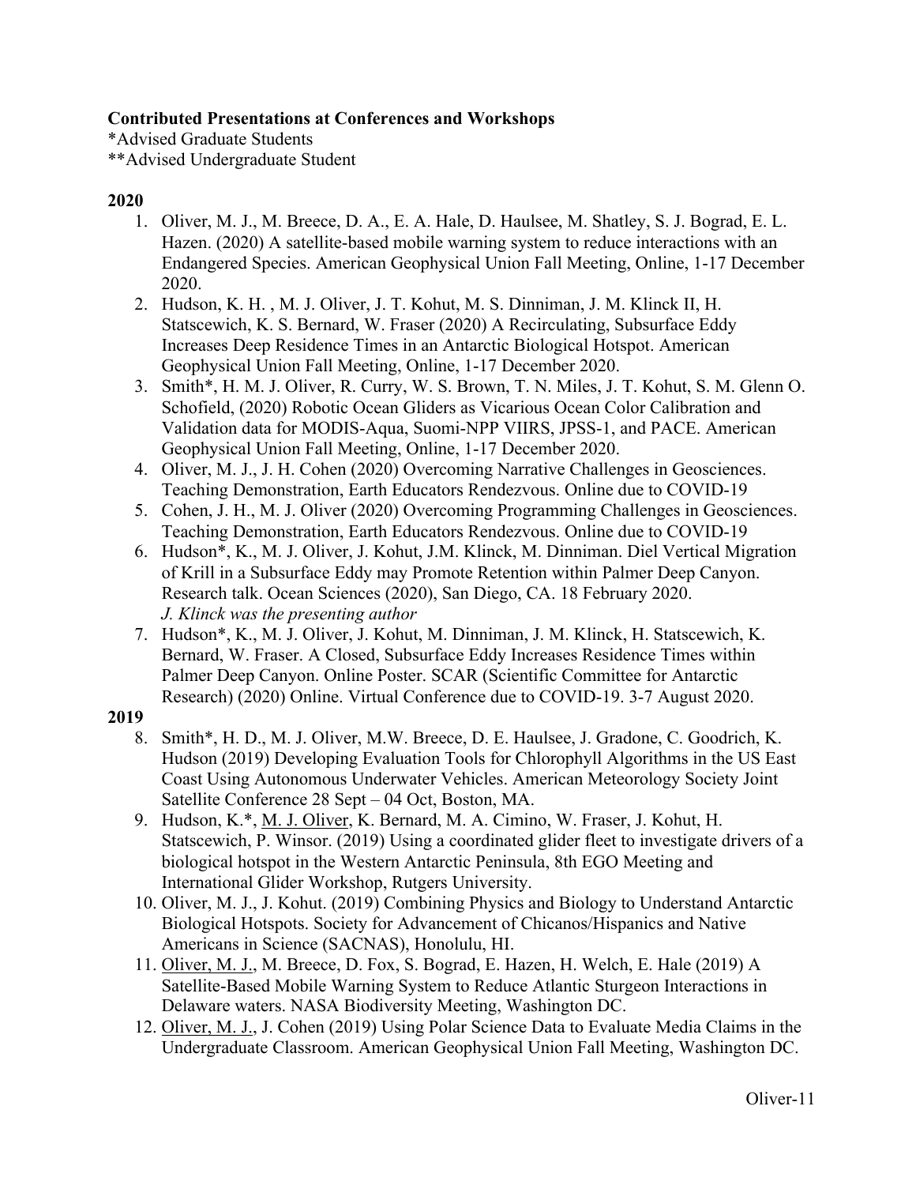**Contributed Presentations at Conferences and Workshops**

*Advised Graduate Students

**Advised Undergraduate Student

**2020**

1. Oliver, M. J., M. Breece, D. A., E. A. Hale, D. Haulsee, M. Shatley, S. J. Bograd, E. L. Hazen. (2020) A satellite-based mobile warning system to reduce interactions with an Endangered Species. American Geophysical Union Fall Meeting, Online, 1-17 December 2020.
2. Hudson, K. H. , M. J. Oliver, J. T. Kohut, M. S. Dinniman, J. M. Klinck II, H. Statscewich, K. S. Bernard, W. Fraser (2020) A Recirculating, Subsurface Eddy Increases Deep Residence Times in an Antarctic Biological Hotspot. American Geophysical Union Fall Meeting, Online, 1-17 December 2020.
3. Smith*, H. M. J. Oliver, R. Curry, W. S. Brown, T. N. Miles, J. T. Kohut, S. M. Glenn O. Schofield, (2020) Robotic Ocean Gliders as Vicarious Ocean Color Calibration and Validation data for MODIS-Aqua, Suomi-NPP VIIRS, JPSS-1, and PACE. American Geophysical Union Fall Meeting, Online, 1-17 December 2020.
4. Oliver, M. J., J. H. Cohen (2020) Overcoming Narrative Challenges in Geosciences. Teaching Demonstration, Earth Educators Rendezvous. Online due to COVID-19
5. Cohen, J. H., M. J. Oliver (2020) Overcoming Programming Challenges in Geosciences. Teaching Demonstration, Earth Educators Rendezvous. Online due to COVID-19
6. Hudson*, K., M. J. Oliver, J. Kohut, J.M. Klinck, M. Dinniman. Diel Vertical Migration of Krill in a Subsurface Eddy may Promote Retention within Palmer Deep Canyon. Research talk. Ocean Sciences (2020), San Diego, CA. 18 February 2020.
   *J. Klinck was the presenting author*
7. Hudson*, K., M. J. Oliver, J. Kohut, M. Dinniman, J. M. Klinck, H. Statscewich, K. Bernard, W. Fraser. A Closed, Subsurface Eddy Increases Residence Times within Palmer Deep Canyon. Online Poster. SCAR (Scientific Committee for Antarctic Research) (2020) Online. Virtual Conference due to COVID-19. 3-7 August 2020.

**2019**

8. Smith*, H. D., M. J. Oliver, M.W. Breece, D. E. Haulsee, J. Gradone, C. Goodrich, K. Hudson (2019) Developing Evaluation Tools for Chlorophyll Algorithms in the US East Coast Using Autonomous Underwater Vehicles. American Meteorology Society Joint Satellite Conference 28 Sept – 04 Oct, Boston, MA.
9. Hudson, K.*, M. J. Oliver, K. Bernard, M. A. Cimino, W. Fraser, J. Kohut, H. Statscewich, P. Winsor. (2019) Using a coordinated glider fleet to investigate drivers of a biological hotspot in the Western Antarctic Peninsula, 8th EGO Meeting and International Glider Workshop, Rutgers University.
10. Oliver, M. J., J. Kohut. (2019) Combining Physics and Biology to Understand Antarctic Biological Hotspots. Society for Advancement of Chicanos/Hispanics and Native Americans in Science (SACNAS), Honolulu, HI.
11. Oliver, M. J., M. Breece, D. Fox, S. Bograd, E. Hazen, H. Welch, E. Hale (2019) A Satellite-Based Mobile Warning System to Reduce Atlantic Sturgeon Interactions in Delaware waters. NASA Biodiversity Meeting, Washington DC.
12. Oliver, M. J., J. Cohen (2019) Using Polar Science Data to Evaluate Media Claims in the Undergraduate Classroom. American Geophysical Union Fall Meeting, Washington DC.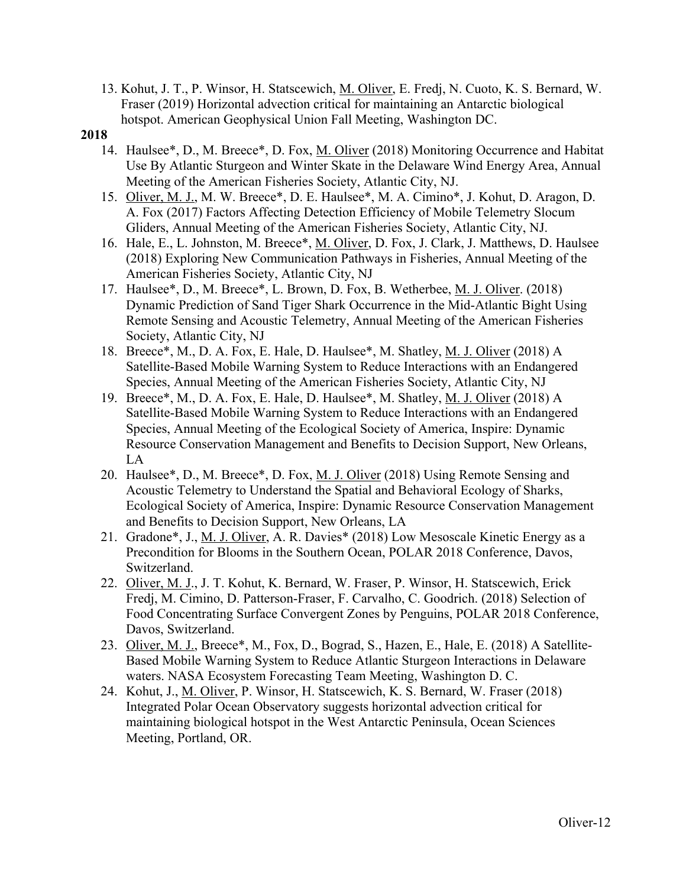13. Kohut, J. T., P. Winsor, H. Statscewich, M. Oliver, E. Fredj, N. Cuoto, K. S. Bernard, W. Fraser (2019) Horizontal advection critical for maintaining an Antarctic biological hotspot. American Geophysical Union Fall Meeting, Washington DC.

**2018**

14. Haulsee*, D., M. Breece*, D. Fox, M. Oliver (2018) Monitoring Occurrence and Habitat Use By Atlantic Sturgeon and Winter Skate in the Delaware Wind Energy Area, Annual Meeting of the American Fisheries Society, Atlantic City, NJ.
15. Oliver, M. J., M. W. Breece*, D. E. Haulsee*, M. A. Cimino*, J. Kohut, D. Aragon, D. A. Fox (2017) Factors Affecting Detection Efficiency of Mobile Telemetry Slocum Gliders, Annual Meeting of the American Fisheries Society, Atlantic City, NJ.
16. Hale, E., L. Johnston, M. Breece*, M. Oliver, D. Fox, J. Clark, J. Matthews, D. Haulsee (2018) Exploring New Communication Pathways in Fisheries, Annual Meeting of the American Fisheries Society, Atlantic City, NJ
17. Haulsee*, D., M. Breece*, L. Brown, D. Fox, B. Wetherbee, M. J. Oliver. (2018) Dynamic Prediction of Sand Tiger Shark Occurrence in the Mid-Atlantic Bight Using Remote Sensing and Acoustic Telemetry, Annual Meeting of the American Fisheries Society, Atlantic City, NJ
18. Breece*, M., D. A. Fox, E. Hale, D. Haulsee*, M. Shatley, M. J. Oliver (2018) A Satellite-Based Mobile Warning System to Reduce Interactions with an Endangered Species, Annual Meeting of the American Fisheries Society, Atlantic City, NJ
19. Breece*, M., D. A. Fox, E. Hale, D. Haulsee*, M. Shatley, M. J. Oliver (2018) A Satellite-Based Mobile Warning System to Reduce Interactions with an Endangered Species, Annual Meeting of the Ecological Society of America, Inspire: Dynamic Resource Conservation Management and Benefits to Decision Support, New Orleans, LA
20. Haulsee*, D., M. Breece*, D. Fox, M. J. Oliver (2018) Using Remote Sensing and Acoustic Telemetry to Understand the Spatial and Behavioral Ecology of Sharks, Ecological Society of America, Inspire: Dynamic Resource Conservation Management and Benefits to Decision Support, New Orleans, LA
21. Gradone*, J., M. J. Oliver, A. R. Davies* (2018) Low Mesoscale Kinetic Energy as a Precondition for Blooms in the Southern Ocean, POLAR 2018 Conference, Davos, Switzerland.
22. Oliver, M. J., J. T. Kohut, K. Bernard, W. Fraser, P. Winsor, H. Statscewich, Erick Fredj, M. Cimino, D. Patterson-Fraser, F. Carvalho, C. Goodrich. (2018) Selection of Food Concentrating Surface Convergent Zones by Penguins, POLAR 2018 Conference, Davos, Switzerland.
23. Oliver, M. J., Breece*, M., Fox, D., Bograd, S., Hazen, E., Hale, E. (2018) A Satellite-Based Mobile Warning System to Reduce Atlantic Sturgeon Interactions in Delaware waters. NASA Ecosystem Forecasting Team Meeting, Washington D. C.
24. Kohut, J., M. Oliver, P. Winsor, H. Statscewich, K. S. Bernard, W. Fraser (2018) Integrated Polar Ocean Observatory suggests horizontal advection critical for maintaining biological hotspot in the West Antarctic Peninsula, Ocean Sciences Meeting, Portland, OR.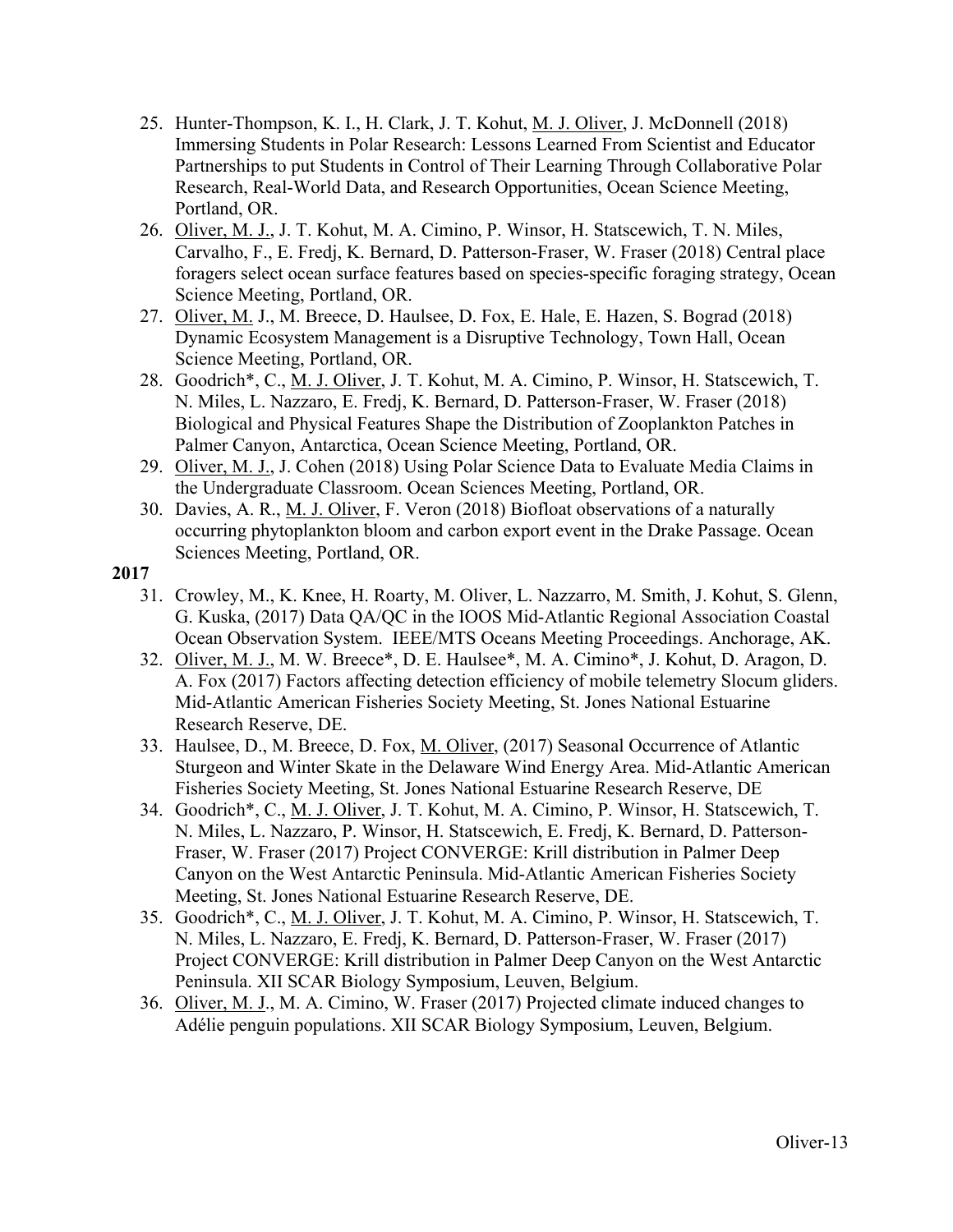25. Hunter-Thompson, K. I., H. Clark, J. T. Kohut, M. J. Oliver, J. McDonnell (2018) Immersing Students in Polar Research: Lessons Learned From Scientist and Educator Partnerships to put Students in Control of Their Learning Through Collaborative Polar Research, Real-World Data, and Research Opportunities, Ocean Science Meeting, Portland, OR.
26. Oliver, M. J., J. T. Kohut, M. A. Cimino, P. Winsor, H. Statscewich, T. N. Miles, Carvalho, F., E. Fredj, K. Bernard, D. Patterson-Fraser, W. Fraser (2018) Central place foragers select ocean surface features based on species-specific foraging strategy, Ocean Science Meeting, Portland, OR.
27. Oliver, M. J., M. Breece, D. Haulsee, D. Fox, E. Hale, E. Hazen, S. Bograd (2018) Dynamic Ecosystem Management is a Disruptive Technology, Town Hall, Ocean Science Meeting, Portland, OR.
28. Goodrich*, C., M. J. Oliver, J. T. Kohut, M. A. Cimino, P. Winsor, H. Statscewich, T. N. Miles, L. Nazzaro, E. Fredj, K. Bernard, D. Patterson-Fraser, W. Fraser (2018) Biological and Physical Features Shape the Distribution of Zooplankton Patches in Palmer Canyon, Antarctica, Ocean Science Meeting, Portland, OR.
29. Oliver, M. J., J. Cohen (2018) Using Polar Science Data to Evaluate Media Claims in the Undergraduate Classroom. Ocean Sciences Meeting, Portland, OR.
30. Davies, A. R., M. J. Oliver, F. Veron (2018) Biofloat observations of a naturally occurring phytoplankton bloom and carbon export event in the Drake Passage. Ocean Sciences Meeting, Portland, OR.

**2017**

31. Crowley, M., K. Knee, H. Roarty, M. Oliver, L. Nazzarro, M. Smith, J. Kohut, S. Glenn, G. Kuska, (2017) Data QA/QC in the IOOS Mid-Atlantic Regional Association Coastal Ocean Observation System. IEEE/MTS Oceans Meeting Proceedings. Anchorage, AK.
32. Oliver, M. J., M. W. Breece*, D. E. Haulsee*, M. A. Cimino*, J. Kohut, D. Aragon, D. A. Fox (2017) Factors affecting detection efficiency of mobile telemetry Slocum gliders. Mid-Atlantic American Fisheries Society Meeting, St. Jones National Estuarine Research Reserve, DE.
33. Haulsee, D., M. Breece, D. Fox, M. Oliver, (2017) Seasonal Occurrence of Atlantic Sturgeon and Winter Skate in the Delaware Wind Energy Area. Mid-Atlantic American Fisheries Society Meeting, St. Jones National Estuarine Research Reserve, DE
34. Goodrich*, C., M. J. Oliver, J. T. Kohut, M. A. Cimino, P. Winsor, H. Statscewich, T. N. Miles, L. Nazzaro, P. Winsor, H. Statscewich, E. Fredj, K. Bernard, D. Patterson-Fraser, W. Fraser (2017) Project CONVERGE: Krill distribution in Palmer Deep Canyon on the West Antarctic Peninsula. Mid-Atlantic American Fisheries Society Meeting, St. Jones National Estuarine Research Reserve, DE.
35. Goodrich*, C., M. J. Oliver, J. T. Kohut, M. A. Cimino, P. Winsor, H. Statscewich, T. N. Miles, L. Nazzaro, E. Fredj, K. Bernard, D. Patterson-Fraser, W. Fraser (2017) Project CONVERGE: Krill distribution in Palmer Deep Canyon on the West Antarctic Peninsula. XII SCAR Biology Symposium, Leuven, Belgium.
36. Oliver, M. J., M. A. Cimino, W. Fraser (2017) Projected climate induced changes to Adélie penguin populations. XII SCAR Biology Symposium, Leuven, Belgium.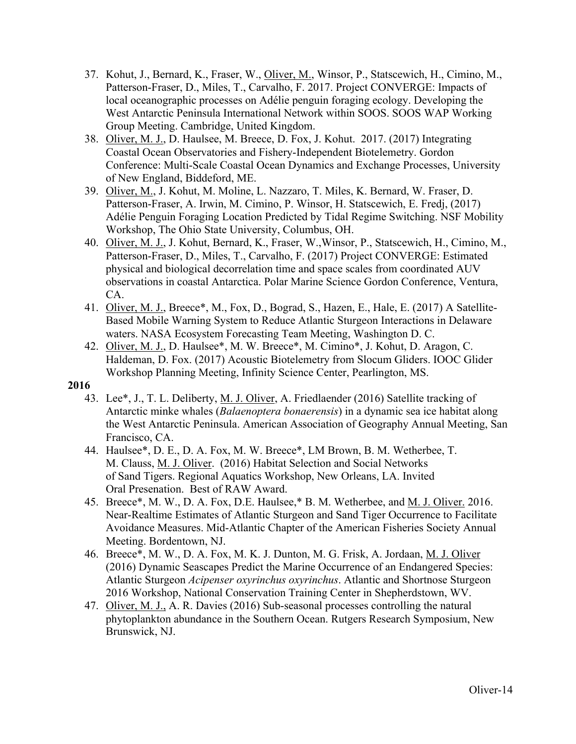37. Kohut, J., Bernard, K., Fraser, W., Oliver, M., Winsor, P., Statscewich, H., Cimino, M., Patterson-Fraser, D., Miles, T., Carvalho, F. 2017. Project CONVERGE: Impacts of local oceanographic processes on Adélie penguin foraging ecology. Developing the West Antarctic Peninsula International Network within SOOS. SOOS WAP Working Group Meeting. Cambridge, United Kingdom.
38. Oliver, M. J., D. Haulsee, M. Breece, D. Fox, J. Kohut. 2017. (2017) Integrating Coastal Ocean Observatories and Fishery-Independent Biotelemetry. Gordon Conference: Multi-Scale Coastal Ocean Dynamics and Exchange Processes, University of New England, Biddeford, ME.
39. Oliver, M., J. Kohut, M. Moline, L. Nazzaro, T. Miles, K. Bernard, W. Fraser, D. Patterson-Fraser, A. Irwin, M. Cimino, P. Winsor, H. Statscewich, E. Fredj, (2017) Adélie Penguin Foraging Location Predicted by Tidal Regime Switching. NSF Mobility Workshop, The Ohio State University, Columbus, OH.
40. Oliver, M. J., J. Kohut, Bernard, K., Fraser, W.,Winsor, P., Statscewich, H., Cimino, M., Patterson-Fraser, D., Miles, T., Carvalho, F. (2017) Project CONVERGE: Estimated physical and biological decorrelation time and space scales from coordinated AUV observations in coastal Antarctica. Polar Marine Science Gordon Conference, Ventura, CA.
41. Oliver, M. J., Breece*, M., Fox, D., Bograd, S., Hazen, E., Hale, E. (2017) A Satellite-Based Mobile Warning System to Reduce Atlantic Sturgeon Interactions in Delaware waters. NASA Ecosystem Forecasting Team Meeting, Washington D. C.
42. Oliver, M. J., D. Haulsee*, M. W. Breece*, M. Cimino*, J. Kohut, D. Aragon, C. Haldeman, D. Fox. (2017) Acoustic Biotelemetry from Slocum Gliders. IOOC Glider Workshop Planning Meeting, Infinity Science Center, Pearlington, MS.

**2016**

43. Lee*, J., T. L. Deliberty, M. J. Oliver, A. Friedlaender (2016) Satellite tracking of Antarctic minke whales (*Balaenoptera bonaerensis*) in a dynamic sea ice habitat along the West Antarctic Peninsula. American Association of Geography Annual Meeting, San Francisco, CA.
44. Haulsee*, D. E., D. A. Fox, M. W. Breece*, LM Brown, B. M. Wetherbee, T. M. Clauss, M. J. Oliver. (2016) Habitat Selection and Social Networks of Sand Tigers. Regional Aquatics Workshop, New Orleans, LA. Invited Oral Presenation. Best of RAW Award.
45. Breece*, M. W., D. A. Fox, D.E. Haulsee,* B. M. Wetherbee, and M. J. Oliver. 2016. Near-Realtime Estimates of Atlantic Sturgeon and Sand Tiger Occurrence to Facilitate Avoidance Measures. Mid-Atlantic Chapter of the American Fisheries Society Annual Meeting. Bordentown, NJ.
46. Breece*, M. W., D. A. Fox, M. K. J. Dunton, M. G. Frisk, A. Jordaan, M. J. Oliver (2016) Dynamic Seascapes Predict the Marine Occurrence of an Endangered Species: Atlantic Sturgeon *Acipenser oxyrinchus oxyrinchus*. Atlantic and Shortnose Sturgeon 2016 Workshop, National Conservation Training Center in Shepherdstown, WV.
47. Oliver, M. J., A. R. Davies (2016) Sub-seasonal processes controlling the natural phytoplankton abundance in the Southern Ocean. Rutgers Research Symposium, New Brunswick, NJ.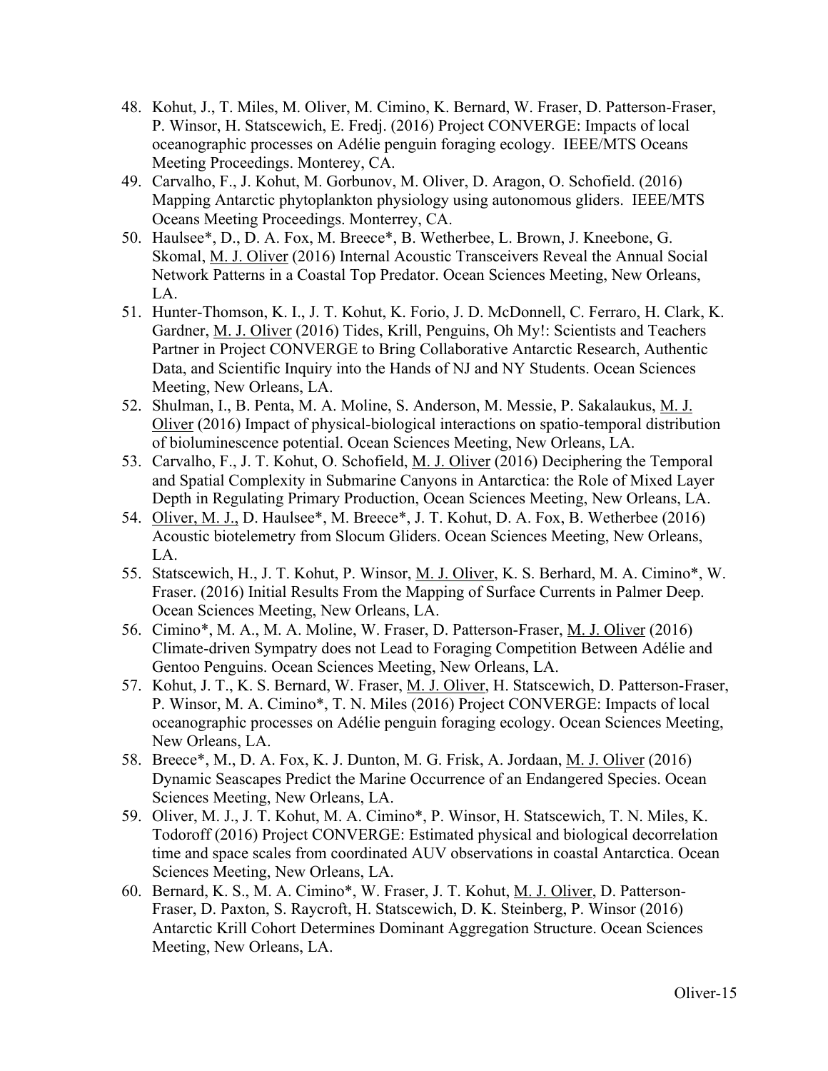48. Kohut, J., T. Miles, M. Oliver, M. Cimino, K. Bernard, W. Fraser, D. Patterson-Fraser, P. Winsor, H. Statscewich, E. Fredj. (2016) Project CONVERGE: Impacts of local oceanographic processes on Adélie penguin foraging ecology. IEEE/MTS Oceans Meeting Proceedings. Monterey, CA.
49. Carvalho, F., J. Kohut, M. Gorbunov, M. Oliver, D. Aragon, O. Schofield. (2016) Mapping Antarctic phytoplankton physiology using autonomous gliders. IEEE/MTS Oceans Meeting Proceedings. Monterrey, CA.
50. Haulsee*, D., D. A. Fox, M. Breece*, B. Wetherbee, L. Brown, J. Kneebone, G. Skomal, <u>M. J. Oliver</u> (2016) Internal Acoustic Transceivers Reveal the Annual Social Network Patterns in a Coastal Top Predator. Ocean Sciences Meeting, New Orleans, LA.
51. Hunter-Thomson, K. I., J. T. Kohut, K. Forio, J. D. McDonnell, C. Ferraro, H. Clark, K. Gardner, <u>M. J. Oliver</u> (2016) Tides, Krill, Penguins, Oh My!: Scientists and Teachers Partner in Project CONVERGE to Bring Collaborative Antarctic Research, Authentic Data, and Scientific Inquiry into the Hands of NJ and NY Students. Ocean Sciences Meeting, New Orleans, LA.
52. Shulman, I., B. Penta, M. A. Moline, S. Anderson, M. Messie, P. Sakalaukus, <u>M. J. Oliver</u> (2016) Impact of physical-biological interactions on spatio-temporal distribution of bioluminescence potential. Ocean Sciences Meeting, New Orleans, LA.
53. Carvalho, F., J. T. Kohut, O. Schofield, <u>M. J. Oliver</u> (2016) Deciphering the Temporal and Spatial Complexity in Submarine Canyons in Antarctica: the Role of Mixed Layer Depth in Regulating Primary Production, Ocean Sciences Meeting, New Orleans, LA.
54. <u>Oliver, M. J.,</u> D. Haulsee*, M. Breece*, J. T. Kohut, D. A. Fox, B. Wetherbee (2016) Acoustic biotelemetry from Slocum Gliders. Ocean Sciences Meeting, New Orleans, LA.
55. Statscewich, H., J. T. Kohut, P. Winsor, <u>M. J. Oliver</u>, K. S. Berhard, M. A. Cimino*, W. Fraser. (2016) Initial Results From the Mapping of Surface Currents in Palmer Deep. Ocean Sciences Meeting, New Orleans, LA.
56. Cimino*, M. A., M. A. Moline, W. Fraser, D. Patterson-Fraser, <u>M. J. Oliver</u> (2016) Climate-driven Sympatry does not Lead to Foraging Competition Between Adélie and Gentoo Penguins. Ocean Sciences Meeting, New Orleans, LA.
57. Kohut, J. T., K. S. Bernard, W. Fraser, <u>M. J. Oliver</u>, H. Statscewich, D. Patterson-Fraser, P. Winsor, M. A. Cimino*, T. N. Miles (2016) Project CONVERGE: Impacts of local oceanographic processes on Adélie penguin foraging ecology. Ocean Sciences Meeting, New Orleans, LA.
58. Breece*, M., D. A. Fox, K. J. Dunton, M. G. Frisk, A. Jordaan, <u>M. J. Oliver</u> (2016) Dynamic Seascapes Predict the Marine Occurrence of an Endangered Species. Ocean Sciences Meeting, New Orleans, LA.
59. Oliver, M. J., J. T. Kohut, M. A. Cimino*, P. Winsor, H. Statscewich, T. N. Miles, K. Todoroff (2016) Project CONVERGE: Estimated physical and biological decorrelation time and space scales from coordinated AUV observations in coastal Antarctica. Ocean Sciences Meeting, New Orleans, LA.
60. Bernard, K. S., M. A. Cimino*, W. Fraser, J. T. Kohut, <u>M. J. Oliver</u>, D. Patterson-Fraser, D. Paxton, S. Raycroft, H. Statscewich, D. K. Steinberg, P. Winsor (2016) Antarctic Krill Cohort Determines Dominant Aggregation Structure. Ocean Sciences Meeting, New Orleans, LA.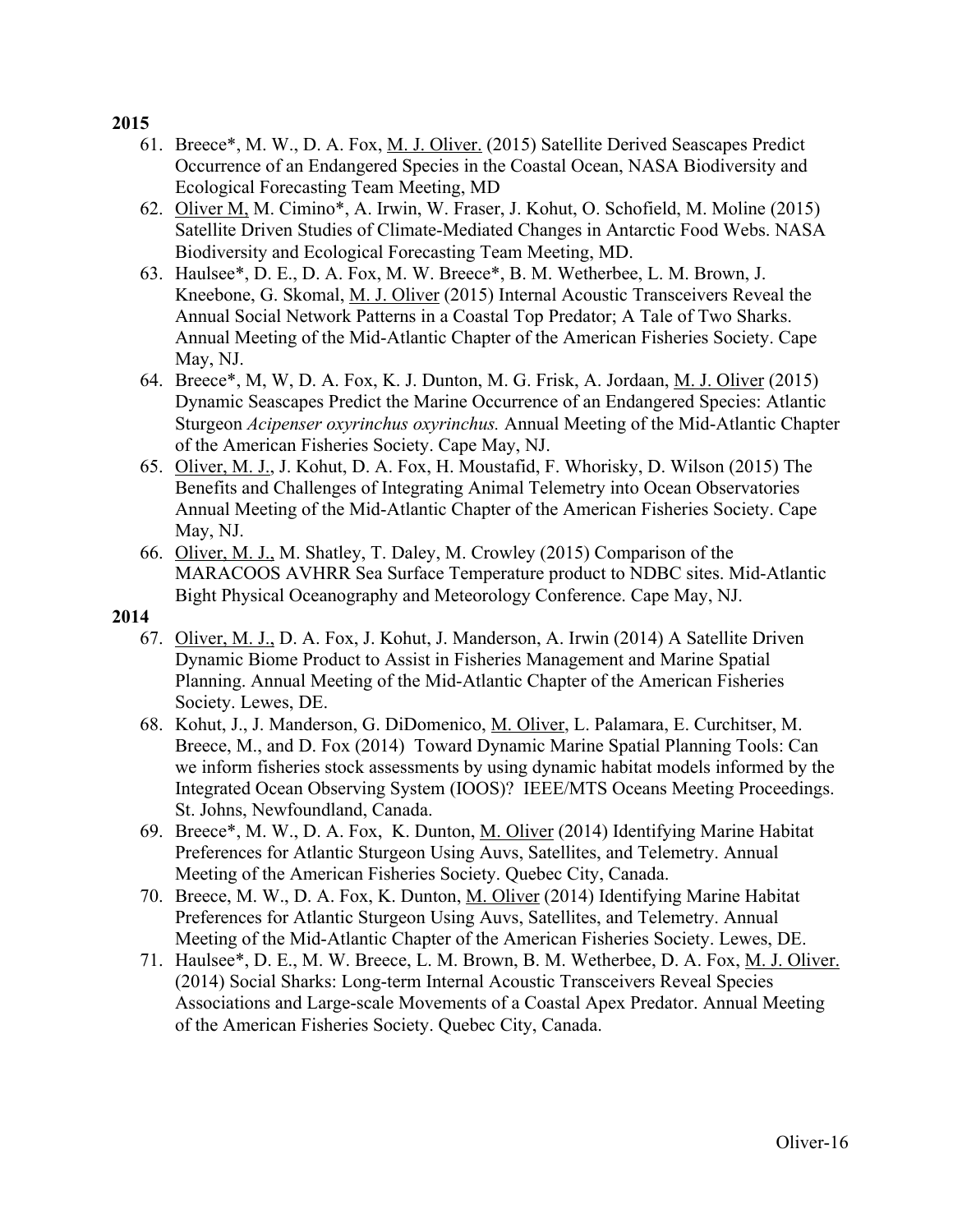**2015**

61. Breece*, M. W., D. A. Fox, M. J. Oliver. (2015) Satellite Derived Seascapes Predict Occurrence of an Endangered Species in the Coastal Ocean, NASA Biodiversity and Ecological Forecasting Team Meeting, MD
62. Oliver M, M. Cimino*, A. Irwin, W. Fraser, J. Kohut, O. Schofield, M. Moline (2015) Satellite Driven Studies of Climate-Mediated Changes in Antarctic Food Webs. NASA Biodiversity and Ecological Forecasting Team Meeting, MD.
63. Haulsee*, D. E., D. A. Fox, M. W. Breece*, B. M. Wetherbee, L. M. Brown, J. Kneebone, G. Skomal, M. J. Oliver (2015) Internal Acoustic Transceivers Reveal the Annual Social Network Patterns in a Coastal Top Predator; A Tale of Two Sharks. Annual Meeting of the Mid-Atlantic Chapter of the American Fisheries Society. Cape May, NJ.
64. Breece*, M, W, D. A. Fox, K. J. Dunton, M. G. Frisk, A. Jordaan, M. J. Oliver (2015) Dynamic Seascapes Predict the Marine Occurrence of an Endangered Species: Atlantic Sturgeon *Acipenser oxyrinchus oxyrinchus.* Annual Meeting of the Mid-Atlantic Chapter of the American Fisheries Society. Cape May, NJ.
65. Oliver, M. J., J. Kohut, D. A. Fox, H. Moustafid, F. Whorisky, D. Wilson (2015) The Benefits and Challenges of Integrating Animal Telemetry into Ocean Observatories Annual Meeting of the Mid-Atlantic Chapter of the American Fisheries Society. Cape May, NJ.
66. Oliver, M. J., M. Shatley, T. Daley, M. Crowley (2015) Comparison of the MARACOOS AVHRR Sea Surface Temperature product to NDBC sites. Mid-Atlantic Bight Physical Oceanography and Meteorology Conference. Cape May, NJ.

**2014**

67. Oliver, M. J., D. A. Fox, J. Kohut, J. Manderson, A. Irwin (2014) A Satellite Driven Dynamic Biome Product to Assist in Fisheries Management and Marine Spatial Planning. Annual Meeting of the Mid-Atlantic Chapter of the American Fisheries Society. Lewes, DE.
68. Kohut, J., J. Manderson, G. DiDomenico, M. Oliver, L. Palamara, E. Curchitser, M. Breece, M., and D. Fox (2014) Toward Dynamic Marine Spatial Planning Tools: Can we inform fisheries stock assessments by using dynamic habitat models informed by the Integrated Ocean Observing System (IOOS)? IEEE/MTS Oceans Meeting Proceedings. St. Johns, Newfoundland, Canada.
69. Breece*, M. W., D. A. Fox, K. Dunton, M. Oliver (2014) Identifying Marine Habitat Preferences for Atlantic Sturgeon Using Auvs, Satellites, and Telemetry. Annual Meeting of the American Fisheries Society. Quebec City, Canada.
70. Breece, M. W., D. A. Fox, K. Dunton, M. Oliver (2014) Identifying Marine Habitat Preferences for Atlantic Sturgeon Using Auvs, Satellites, and Telemetry. Annual Meeting of the Mid-Atlantic Chapter of the American Fisheries Society. Lewes, DE.
71. Haulsee*, D. E., M. W. Breece, L. M. Brown, B. M. Wetherbee, D. A. Fox, M. J. Oliver. (2014) Social Sharks: Long-term Internal Acoustic Transceivers Reveal Species Associations and Large-scale Movements of a Coastal Apex Predator. Annual Meeting of the American Fisheries Society. Quebec City, Canada.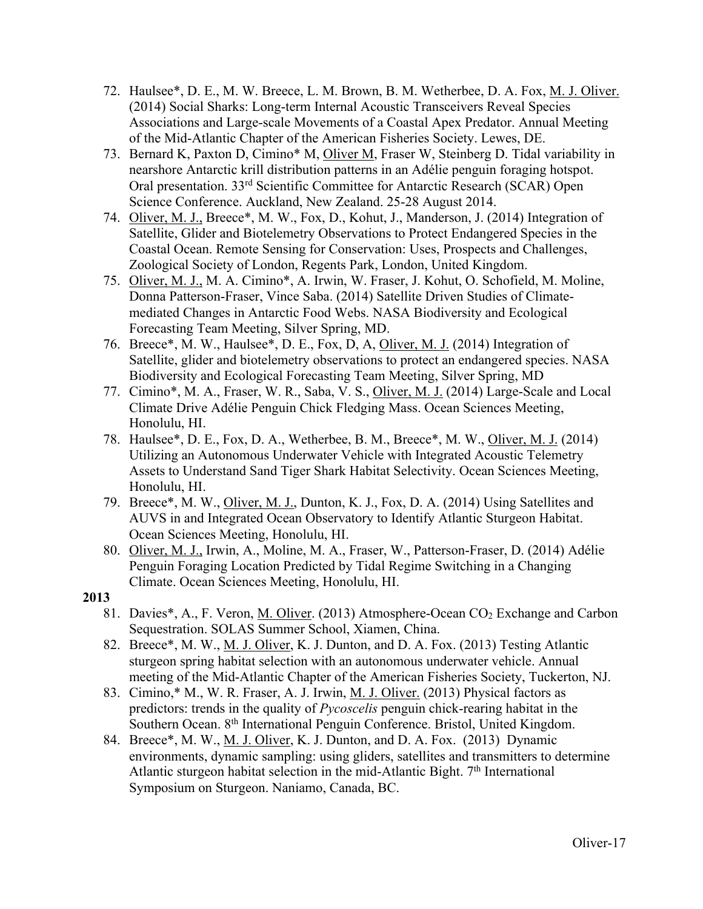72. Haulsee*, D. E., M. W. Breece, L. M. Brown, B. M. Wetherbee, D. A. Fox, M. J. Oliver. (2014) Social Sharks: Long-term Internal Acoustic Transceivers Reveal Species Associations and Large-scale Movements of a Coastal Apex Predator. Annual Meeting of the Mid-Atlantic Chapter of the American Fisheries Society. Lewes, DE.
73. Bernard K, Paxton D, Cimino* M, Oliver M, Fraser W, Steinberg D. Tidal variability in nearshore Antarctic krill distribution patterns in an Adélie penguin foraging hotspot. Oral presentation. 33rd Scientific Committee for Antarctic Research (SCAR) Open Science Conference. Auckland, New Zealand. 25-28 August 2014.
74. Oliver, M. J., Breece*, M. W., Fox, D., Kohut, J., Manderson, J. (2014) Integration of Satellite, Glider and Biotelemetry Observations to Protect Endangered Species in the Coastal Ocean. Remote Sensing for Conservation: Uses, Prospects and Challenges, Zoological Society of London, Regents Park, London, United Kingdom.
75. Oliver, M. J., M. A. Cimino*, A. Irwin, W. Fraser, J. Kohut, O. Schofield, M. Moline, Donna Patterson-Fraser, Vince Saba. (2014) Satellite Driven Studies of Climate-mediated Changes in Antarctic Food Webs. NASA Biodiversity and Ecological Forecasting Team Meeting, Silver Spring, MD.
76. Breece*, M. W., Haulsee*, D. E., Fox, D, A, Oliver, M. J. (2014) Integration of Satellite, glider and biotelemetry observations to protect an endangered species. NASA Biodiversity and Ecological Forecasting Team Meeting, Silver Spring, MD
77. Cimino*, M. A., Fraser, W. R., Saba, V. S., Oliver, M. J. (2014) Large-Scale and Local Climate Drive Adélie Penguin Chick Fledging Mass. Ocean Sciences Meeting, Honolulu, HI.
78. Haulsee*, D. E., Fox, D. A., Wetherbee, B. M., Breece*, M. W., Oliver, M. J. (2014) Utilizing an Autonomous Underwater Vehicle with Integrated Acoustic Telemetry Assets to Understand Sand Tiger Shark Habitat Selectivity. Ocean Sciences Meeting, Honolulu, HI.
79. Breece*, M. W., Oliver, M. J., Dunton, K. J., Fox, D. A. (2014) Using Satellites and AUVS in and Integrated Ocean Observatory to Identify Atlantic Sturgeon Habitat. Ocean Sciences Meeting, Honolulu, HI.
80. Oliver, M. J., Irwin, A., Moline, M. A., Fraser, W., Patterson-Fraser, D. (2014) Adélie Penguin Foraging Location Predicted by Tidal Regime Switching in a Changing Climate. Ocean Sciences Meeting, Honolulu, HI.

**2013**

81. Davies*, A., F. Veron, M. Oliver. (2013) Atmosphere-Ocean $CO_2$ Exchange and Carbon Sequestration. SOLAS Summer School, Xiamen, China.
82. Breece*, M. W., M. J. Oliver, K. J. Dunton, and D. A. Fox. (2013) Testing Atlantic sturgeon spring habitat selection with an autonomous underwater vehicle. Annual meeting of the Mid-Atlantic Chapter of the American Fisheries Society, Tuckerton, NJ.
83. Cimino,* M., W. R. Fraser, A. J. Irwin, M. J. Oliver. (2013) Physical factors as predictors: trends in the quality of *Pycoscelis* penguin chick-rearing habitat in the Southern Ocean. 8th International Penguin Conference. Bristol, United Kingdom.
84. Breece*, M. W., M. J. Oliver, K. J. Dunton, and D. A. Fox. (2013) Dynamic environments, dynamic sampling: using gliders, satellites and transmitters to determine Atlantic sturgeon habitat selection in the mid-Atlantic Bight. 7th International Symposium on Sturgeon. Naniamo, Canada, BC.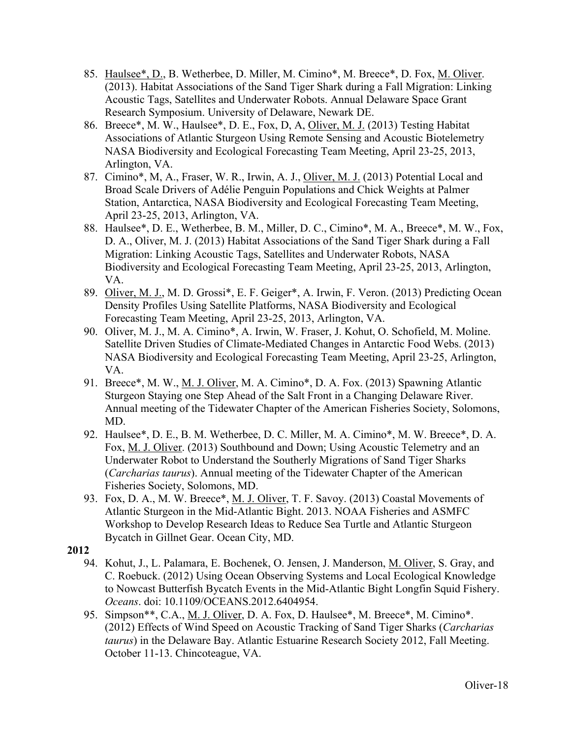85. Haulsee*, D., B. Wetherbee, D. Miller, M. Cimino*, M. Breece*, D. Fox, M. Oliver. (2013). Habitat Associations of the Sand Tiger Shark during a Fall Migration: Linking Acoustic Tags, Satellites and Underwater Robots. Annual Delaware Space Grant Research Symposium. University of Delaware, Newark DE.
86. Breece*, M. W., Haulsee*, D. E., Fox, D, A, Oliver, M. J. (2013) Testing Habitat Associations of Atlantic Sturgeon Using Remote Sensing and Acoustic Biotelemetry NASA Biodiversity and Ecological Forecasting Team Meeting, April 23-25, 2013, Arlington, VA.
87. Cimino*, M, A., Fraser, W. R., Irwin, A. J., Oliver, M. J. (2013) Potential Local and Broad Scale Drivers of Adélie Penguin Populations and Chick Weights at Palmer Station, Antarctica, NASA Biodiversity and Ecological Forecasting Team Meeting, April 23-25, 2013, Arlington, VA.
88. Haulsee*, D. E., Wetherbee, B. M., Miller, D. C., Cimino*, M. A., Breece*, M. W., Fox, D. A., Oliver, M. J. (2013) Habitat Associations of the Sand Tiger Shark during a Fall Migration: Linking Acoustic Tags, Satellites and Underwater Robots, NASA Biodiversity and Ecological Forecasting Team Meeting, April 23-25, 2013, Arlington, VA.
89. Oliver, M. J., M. D. Grossi*, E. F. Geiger*, A. Irwin, F. Veron. (2013) Predicting Ocean Density Profiles Using Satellite Platforms, NASA Biodiversity and Ecological Forecasting Team Meeting, April 23-25, 2013, Arlington, VA.
90. Oliver, M. J., M. A. Cimino*, A. Irwin, W. Fraser, J. Kohut, O. Schofield, M. Moline. Satellite Driven Studies of Climate-Mediated Changes in Antarctic Food Webs. (2013) NASA Biodiversity and Ecological Forecasting Team Meeting, April 23-25, Arlington, VA.
91. Breece*, M. W., M. J. Oliver, M. A. Cimino*, D. A. Fox. (2013) Spawning Atlantic Sturgeon Staying one Step Ahead of the Salt Front in a Changing Delaware River. Annual meeting of the Tidewater Chapter of the American Fisheries Society, Solomons, MD.
92. Haulsee*, D. E., B. M. Wetherbee, D. C. Miller, M. A. Cimino*, M. W. Breece*, D. A. Fox, M. J. Oliver. (2013) Southbound and Down; Using Acoustic Telemetry and an Underwater Robot to Understand the Southerly Migrations of Sand Tiger Sharks (*Carcharias taurus*). Annual meeting of the Tidewater Chapter of the American Fisheries Society, Solomons, MD.
93. Fox, D. A., M. W. Breece*, M. J. Oliver, T. F. Savoy. (2013) Coastal Movements of Atlantic Sturgeon in the Mid-Atlantic Bight. 2013. NOAA Fisheries and ASMFC Workshop to Develop Research Ideas to Reduce Sea Turtle and Atlantic Sturgeon Bycatch in Gillnet Gear. Ocean City, MD.

**2012**

94. Kohut, J., L. Palamara, E. Bochenek, O. Jensen, J. Manderson, M. Oliver, S. Gray, and C. Roebuck. (2012) Using Ocean Observing Systems and Local Ecological Knowledge to Nowcast Butterfish Bycatch Events in the Mid-Atlantic Bight Longfin Squid Fishery. *Oceans*. doi: 10.1109/OCEANS.2012.6404954.
95. Simpson**, C.A., M. J. Oliver, D. A. Fox, D. Haulsee*, M. Breece*, M. Cimino*. (2012) Effects of Wind Speed on Acoustic Tracking of Sand Tiger Sharks (*Carcharias taurus*) in the Delaware Bay. Atlantic Estuarine Research Society 2012, Fall Meeting. October 11-13. Chincoteague, VA.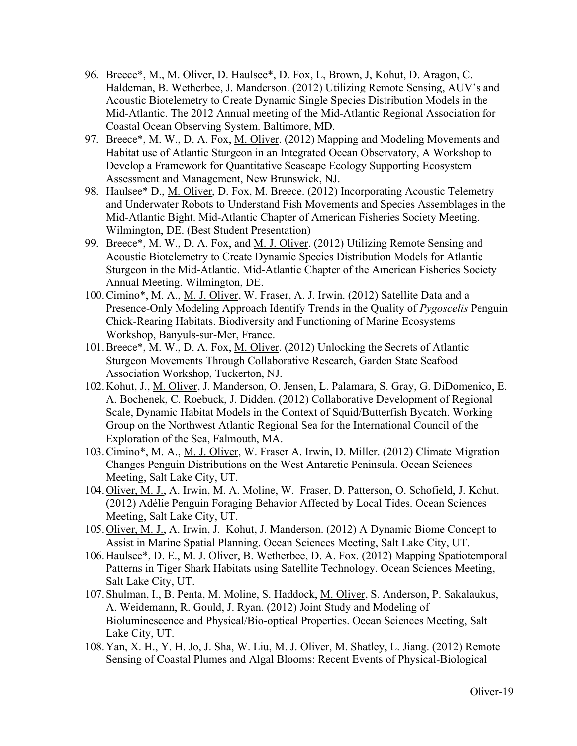96. Breece*, M., <u>M. Oliver</u>, D. Haulsee*, D. Fox, L, Brown, J, Kohut, D. Aragon, C. Haldeman, B. Wetherbee, J. Manderson. (2012) Utilizing Remote Sensing, AUV's and Acoustic Biotelemetry to Create Dynamic Single Species Distribution Models in the Mid-Atlantic. The 2012 Annual meeting of the Mid-Atlantic Regional Association for Coastal Ocean Observing System. Baltimore, MD.
97. Breece*, M. W., D. A. Fox, <u>M. Oliver</u>. (2012) Mapping and Modeling Movements and Habitat use of Atlantic Sturgeon in an Integrated Ocean Observatory, A Workshop to Develop a Framework for Quantitative Seascape Ecology Supporting Ecosystem Assessment and Management, New Brunswick, NJ.
98. Haulsee* D., <u>M. Oliver</u>, D. Fox, M. Breece. (2012) Incorporating Acoustic Telemetry and Underwater Robots to Understand Fish Movements and Species Assemblages in the Mid-Atlantic Bight. Mid-Atlantic Chapter of American Fisheries Society Meeting. Wilmington, DE. (Best Student Presentation)
99. Breece*, M. W., D. A. Fox, and <u>M. J. Oliver</u>. (2012) Utilizing Remote Sensing and Acoustic Biotelemetry to Create Dynamic Species Distribution Models for Atlantic Sturgeon in the Mid-Atlantic. Mid-Atlantic Chapter of the American Fisheries Society Annual Meeting. Wilmington, DE.
100. Cimino*, M. A., <u>M. J. Oliver</u>, W. Fraser, A. J. Irwin. (2012) Satellite Data and a Presence-Only Modeling Approach Identify Trends in the Quality of *Pygoscelis* Penguin Chick-Rearing Habitats. Biodiversity and Functioning of Marine Ecosystems Workshop, Banyuls-sur-Mer, France.
101. Breece*, M. W., D. A. Fox, <u>M. Oliver</u>. (2012) Unlocking the Secrets of Atlantic Sturgeon Movements Through Collaborative Research, Garden State Seafood Association Workshop, Tuckerton, NJ.
102. Kohut, J., <u>M. Oliver</u>, J. Manderson, O. Jensen, L. Palamara, S. Gray, G. DiDomenico, E. A. Bochenek, C. Roebuck, J. Didden. (2012) Collaborative Development of Regional Scale, Dynamic Habitat Models in the Context of Squid/Butterfish Bycatch. Working Group on the Northwest Atlantic Regional Sea for the International Council of the Exploration of the Sea, Falmouth, MA.
103. Cimino*, M. A., <u>M. J. Oliver</u>, W. Fraser A. Irwin, D. Miller. (2012) Climate Migration Changes Penguin Distributions on the West Antarctic Peninsula. Ocean Sciences Meeting, Salt Lake City, UT.
104. <u>Oliver, M. J.</u>, A. Irwin, M. A. Moline, W. Fraser, D. Patterson, O. Schofield, J. Kohut. (2012) Adélie Penguin Foraging Behavior Affected by Local Tides. Ocean Sciences Meeting, Salt Lake City, UT.
105. <u>Oliver, M. J.</u>, A. Irwin, J. Kohut, J. Manderson. (2012) A Dynamic Biome Concept to Assist in Marine Spatial Planning. Ocean Sciences Meeting, Salt Lake City, UT.
106. Haulsee*, D. E., <u>M. J. Oliver</u>, B. Wetherbee, D. A. Fox. (2012) Mapping Spatiotemporal Patterns in Tiger Shark Habitats using Satellite Technology. Ocean Sciences Meeting, Salt Lake City, UT.
107. Shulman, I., B. Penta, M. Moline, S. Haddock, <u>M. Oliver</u>, S. Anderson, P. Sakalaukus, A. Weidemann, R. Gould, J. Ryan. (2012) Joint Study and Modeling of Bioluminescence and Physical/Bio-optical Properties. Ocean Sciences Meeting, Salt Lake City, UT.
108. Yan, X. H., Y. H. Jo, J. Sha, W. Liu, <u>M. J. Oliver</u>, M. Shatley, L. Jiang. (2012) Remote Sensing of Coastal Plumes and Algal Blooms: Recent Events of Physical-Biological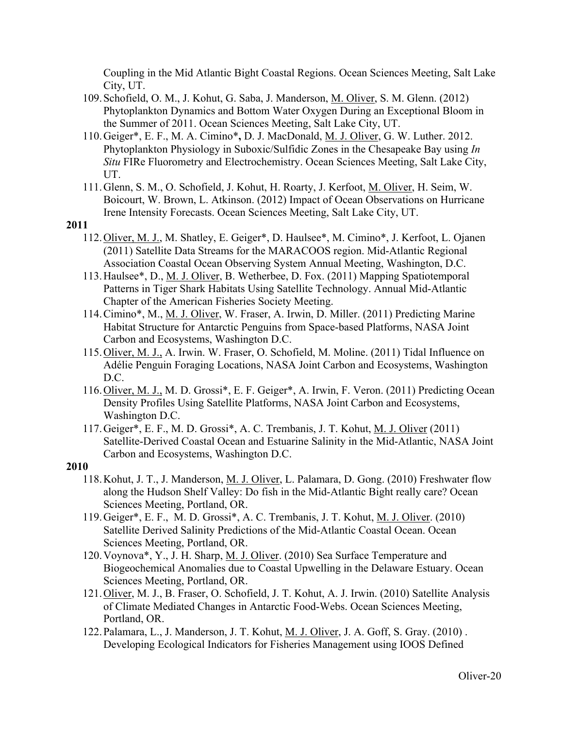Coupling in the Mid Atlantic Bight Coastal Regions. Ocean Sciences Meeting, Salt Lake City, UT.

109. Schofield, O. M., J. Kohut, G. Saba, J. Manderson, M. Oliver, S. M. Glenn. (2012) Phytoplankton Dynamics and Bottom Water Oxygen During an Exceptional Bloom in the Summer of 2011. Ocean Sciences Meeting, Salt Lake City, UT.
110. Geiger*, E. F., M. A. Cimino***,** D. J. MacDonald, M. J. Oliver, G. W. Luther. 2012. Phytoplankton Physiology in Suboxic/Sulfidic Zones in the Chesapeake Bay using *In Situ* FIRe Fluorometry and Electrochemistry. Ocean Sciences Meeting, Salt Lake City, UT.
111. Glenn, S. M., O. Schofield, J. Kohut, H. Roarty, J. Kerfoot, M. Oliver, H. Seim, W. Boicourt, W. Brown, L. Atkinson. (2012) Impact of Ocean Observations on Hurricane Irene Intensity Forecasts. Ocean Sciences Meeting, Salt Lake City, UT.

**2011**

112. Oliver, M. J., M. Shatley, E. Geiger*, D. Haulsee*, M. Cimino*, J. Kerfoot, L. Ojanen (2011) Satellite Data Streams for the MARACOOS region. Mid-Atlantic Regional Association Coastal Ocean Observing System Annual Meeting, Washington, D.C.
113. Haulsee*, D., M. J. Oliver, B. Wetherbee, D. Fox. (2011) Mapping Spatiotemporal Patterns in Tiger Shark Habitats Using Satellite Technology. Annual Mid-Atlantic Chapter of the American Fisheries Society Meeting.
114. Cimino*, M., M. J. Oliver, W. Fraser, A. Irwin, D. Miller. (2011) Predicting Marine Habitat Structure for Antarctic Penguins from Space-based Platforms, NASA Joint Carbon and Ecosystems, Washington D.C.
115. Oliver, M. J., A. Irwin. W. Fraser, O. Schofield, M. Moline. (2011) Tidal Influence on Adélie Penguin Foraging Locations, NASA Joint Carbon and Ecosystems, Washington D.C.
116. Oliver, M. J., M. D. Grossi*, E. F. Geiger*, A. Irwin, F. Veron. (2011) Predicting Ocean Density Profiles Using Satellite Platforms, NASA Joint Carbon and Ecosystems, Washington D.C.
117. Geiger*, E. F., M. D. Grossi*, A. C. Trembanis, J. T. Kohut, M. J. Oliver (2011) Satellite-Derived Coastal Ocean and Estuarine Salinity in the Mid-Atlantic, NASA Joint Carbon and Ecosystems, Washington D.C.

**2010**

118. Kohut, J. T., J. Manderson, M. J. Oliver, L. Palamara, D. Gong. (2010) Freshwater flow along the Hudson Shelf Valley: Do fish in the Mid-Atlantic Bight really care? Ocean Sciences Meeting, Portland, OR.
119. Geiger*, E. F., M. D. Grossi*, A. C. Trembanis, J. T. Kohut, M. J. Oliver. (2010) Satellite Derived Salinity Predictions of the Mid-Atlantic Coastal Ocean. Ocean Sciences Meeting, Portland, OR.
120. Voynova*, Y., J. H. Sharp, M. J. Oliver. (2010) Sea Surface Temperature and Biogeochemical Anomalies due to Coastal Upwelling in the Delaware Estuary. Ocean Sciences Meeting, Portland, OR.
121. Oliver, M. J., B. Fraser, O. Schofield, J. T. Kohut, A. J. Irwin. (2010) Satellite Analysis of Climate Mediated Changes in Antarctic Food-Webs. Ocean Sciences Meeting, Portland, OR.
122. Palamara, L., J. Manderson, J. T. Kohut, M. J. Oliver, J. A. Goff, S. Gray. (2010) . Developing Ecological Indicators for Fisheries Management using IOOS Defined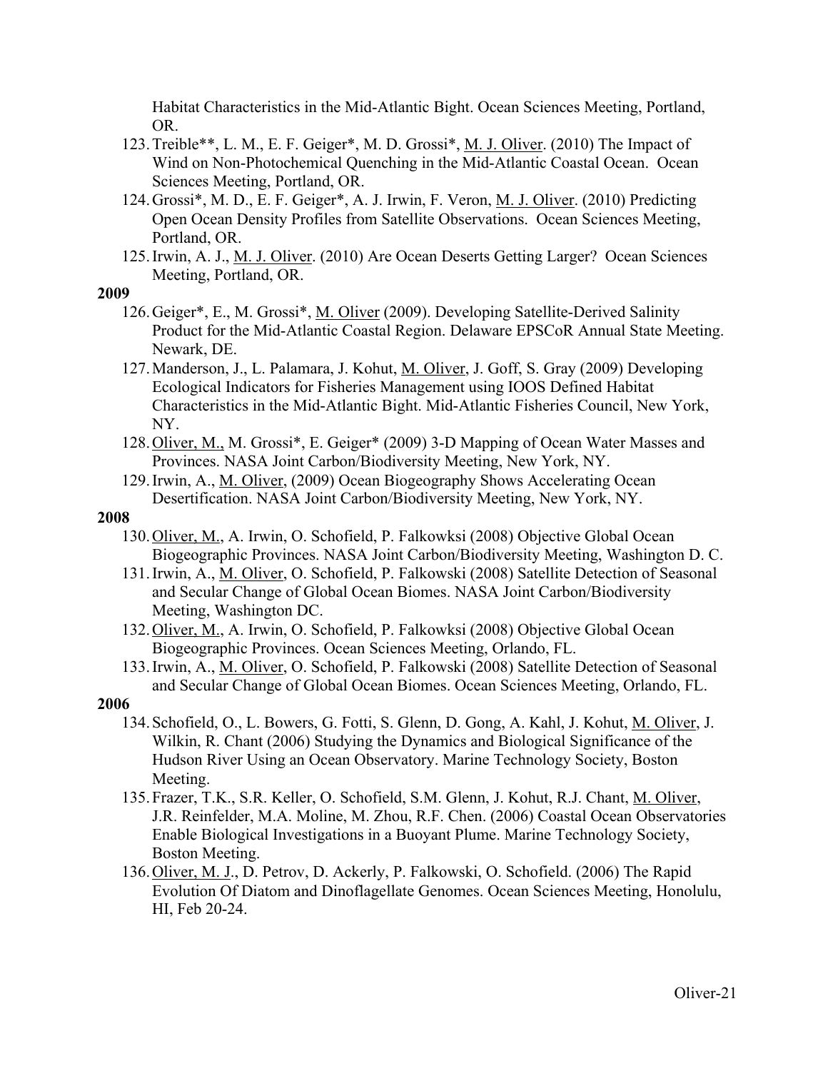Habitat Characteristics in the Mid-Atlantic Bight. Ocean Sciences Meeting, Portland, OR.

123. Treible**, L. M., E. F. Geiger*, M. D. Grossi*, M. J. Oliver. (2010) The Impact of Wind on Non-Photochemical Quenching in the Mid-Atlantic Coastal Ocean. Ocean Sciences Meeting, Portland, OR.
124. Grossi*, M. D., E. F. Geiger*, A. J. Irwin, F. Veron, M. J. Oliver. (2010) Predicting Open Ocean Density Profiles from Satellite Observations. Ocean Sciences Meeting, Portland, OR.
125. Irwin, A. J., M. J. Oliver. (2010) Are Ocean Deserts Getting Larger? Ocean Sciences Meeting, Portland, OR.

**2009**

126. Geiger*, E., M. Grossi*, M. Oliver (2009). Developing Satellite-Derived Salinity Product for the Mid-Atlantic Coastal Region. Delaware EPSCoR Annual State Meeting. Newark, DE.
127. Manderson, J., L. Palamara, J. Kohut, M. Oliver, J. Goff, S. Gray (2009) Developing Ecological Indicators for Fisheries Management using IOOS Defined Habitat Characteristics in the Mid-Atlantic Bight. Mid-Atlantic Fisheries Council, New York, NY.
128. Oliver, M., M. Grossi*, E. Geiger* (2009) 3-D Mapping of Ocean Water Masses and Provinces. NASA Joint Carbon/Biodiversity Meeting, New York, NY.
129. Irwin, A., M. Oliver, (2009) Ocean Biogeography Shows Accelerating Ocean Desertification. NASA Joint Carbon/Biodiversity Meeting, New York, NY.

**2008**

130. Oliver, M., A. Irwin, O. Schofield, P. Falkowksi (2008) Objective Global Ocean Biogeographic Provinces. NASA Joint Carbon/Biodiversity Meeting, Washington D. C.
131. Irwin, A., M. Oliver, O. Schofield, P. Falkowski (2008) Satellite Detection of Seasonal and Secular Change of Global Ocean Biomes. NASA Joint Carbon/Biodiversity Meeting, Washington DC.
132. Oliver, M., A. Irwin, O. Schofield, P. Falkowksi (2008) Objective Global Ocean Biogeographic Provinces. Ocean Sciences Meeting, Orlando, FL.
133. Irwin, A., M. Oliver, O. Schofield, P. Falkowski (2008) Satellite Detection of Seasonal and Secular Change of Global Ocean Biomes. Ocean Sciences Meeting, Orlando, FL.

**2006**

134. Schofield, O., L. Bowers, G. Fotti, S. Glenn, D. Gong, A. Kahl, J. Kohut, M. Oliver, J. Wilkin, R. Chant (2006) Studying the Dynamics and Biological Significance of the Hudson River Using an Ocean Observatory. Marine Technology Society, Boston Meeting.
135. Frazer, T.K., S.R. Keller, O. Schofield, S.M. Glenn, J. Kohut, R.J. Chant, M. Oliver, J.R. Reinfelder, M.A. Moline, M. Zhou, R.F. Chen. (2006) Coastal Ocean Observatories Enable Biological Investigations in a Buoyant Plume. Marine Technology Society, Boston Meeting.
136. Oliver, M. J., D. Petrov, D. Ackerly, P. Falkowski, O. Schofield. (2006) The Rapid Evolution Of Diatom and Dinoflagellate Genomes. Ocean Sciences Meeting, Honolulu, HI, Feb 20-24.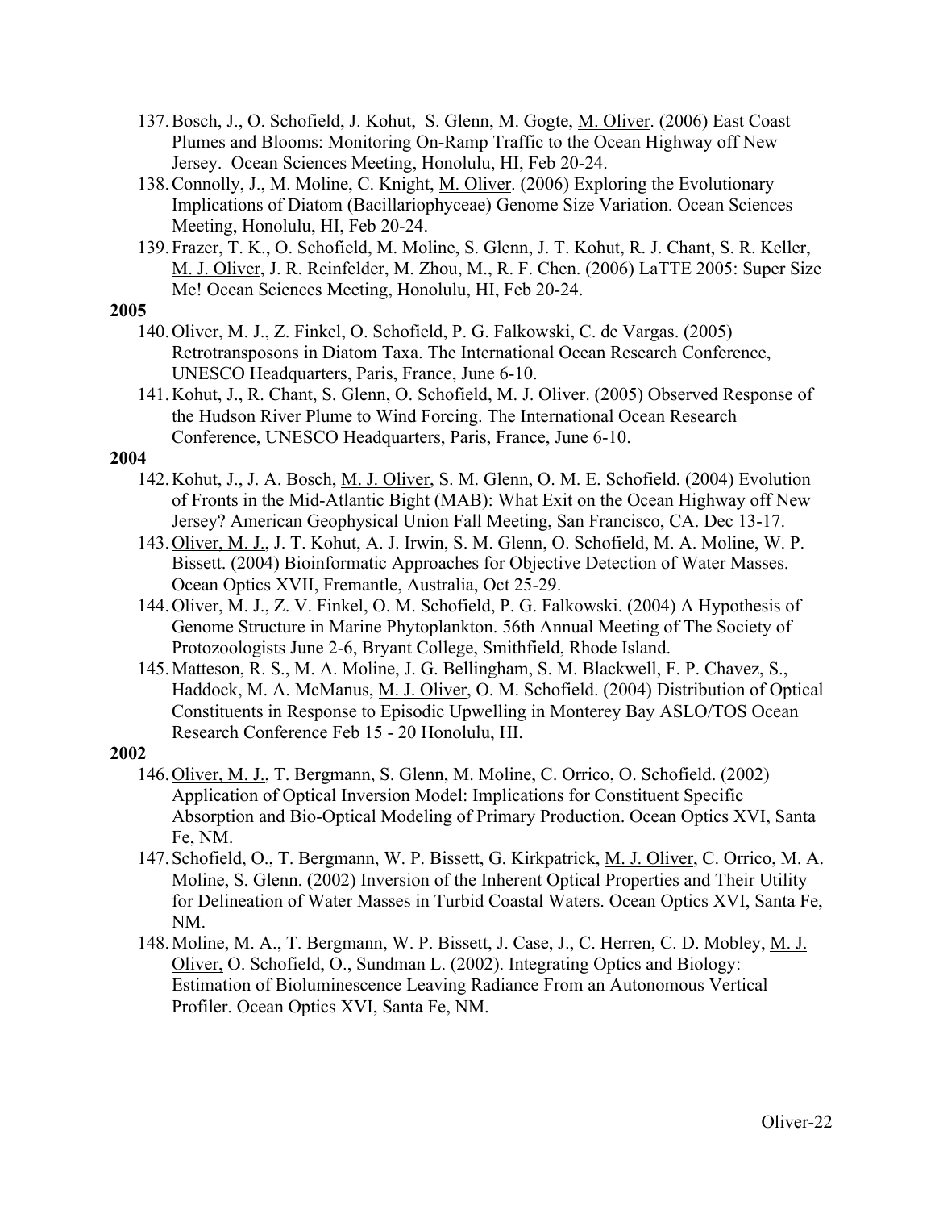137. Bosch, J., O. Schofield, J. Kohut, S. Glenn, M. Gogte, M. Oliver. (2006) East Coast Plumes and Blooms: Monitoring On-Ramp Traffic to the Ocean Highway off New Jersey. Ocean Sciences Meeting, Honolulu, HI, Feb 20-24.
138. Connolly, J., M. Moline, C. Knight, M. Oliver. (2006) Exploring the Evolutionary Implications of Diatom (Bacillariophyceae) Genome Size Variation. Ocean Sciences Meeting, Honolulu, HI, Feb 20-24.
139. Frazer, T. K., O. Schofield, M. Moline, S. Glenn, J. T. Kohut, R. J. Chant, S. R. Keller, M. J. Oliver, J. R. Reinfelder, M. Zhou, M., R. F. Chen. (2006) LaTTE 2005: Super Size Me! Ocean Sciences Meeting, Honolulu, HI, Feb 20-24.

**2005**

140. Oliver, M. J., Z. Finkel, O. Schofield, P. G. Falkowski, C. de Vargas. (2005) Retrotransposons in Diatom Taxa. The International Ocean Research Conference, UNESCO Headquarters, Paris, France, June 6-10.
141. Kohut, J., R. Chant, S. Glenn, O. Schofield, M. J. Oliver. (2005) Observed Response of the Hudson River Plume to Wind Forcing. The International Ocean Research Conference, UNESCO Headquarters, Paris, France, June 6-10.

**2004**

142. Kohut, J., J. A. Bosch, M. J. Oliver, S. M. Glenn, O. M. E. Schofield. (2004) Evolution of Fronts in the Mid-Atlantic Bight (MAB): What Exit on the Ocean Highway off New Jersey? American Geophysical Union Fall Meeting, San Francisco, CA. Dec 13-17.
143. Oliver, M. J., J. T. Kohut, A. J. Irwin, S. M. Glenn, O. Schofield, M. A. Moline, W. P. Bissett. (2004) Bioinformatic Approaches for Objective Detection of Water Masses. Ocean Optics XVII, Fremantle, Australia, Oct 25-29.
144. Oliver, M. J., Z. V. Finkel, O. M. Schofield, P. G. Falkowski. (2004) A Hypothesis of Genome Structure in Marine Phytoplankton. 56th Annual Meeting of The Society of Protozoologists June 2-6, Bryant College, Smithfield, Rhode Island.
145. Matteson, R. S., M. A. Moline, J. G. Bellingham, S. M. Blackwell, F. P. Chavez, S., Haddock, M. A. McManus, M. J. Oliver, O. M. Schofield. (2004) Distribution of Optical Constituents in Response to Episodic Upwelling in Monterey Bay ASLO/TOS Ocean Research Conference Feb 15 - 20 Honolulu, HI.

**2002**

146. Oliver, M. J., T. Bergmann, S. Glenn, M. Moline, C. Orrico, O. Schofield. (2002) Application of Optical Inversion Model: Implications for Constituent Specific Absorption and Bio-Optical Modeling of Primary Production. Ocean Optics XVI, Santa Fe, NM.
147. Schofield, O., T. Bergmann, W. P. Bissett, G. Kirkpatrick, M. J. Oliver, C. Orrico, M. A. Moline, S. Glenn. (2002) Inversion of the Inherent Optical Properties and Their Utility for Delineation of Water Masses in Turbid Coastal Waters. Ocean Optics XVI, Santa Fe, NM.
148. Moline, M. A., T. Bergmann, W. P. Bissett, J. Case, J., C. Herren, C. D. Mobley, M. J. Oliver, O. Schofield, O., Sundman L. (2002). Integrating Optics and Biology: Estimation of Bioluminescence Leaving Radiance From an Autonomous Vertical Profiler. Ocean Optics XVI, Santa Fe, NM.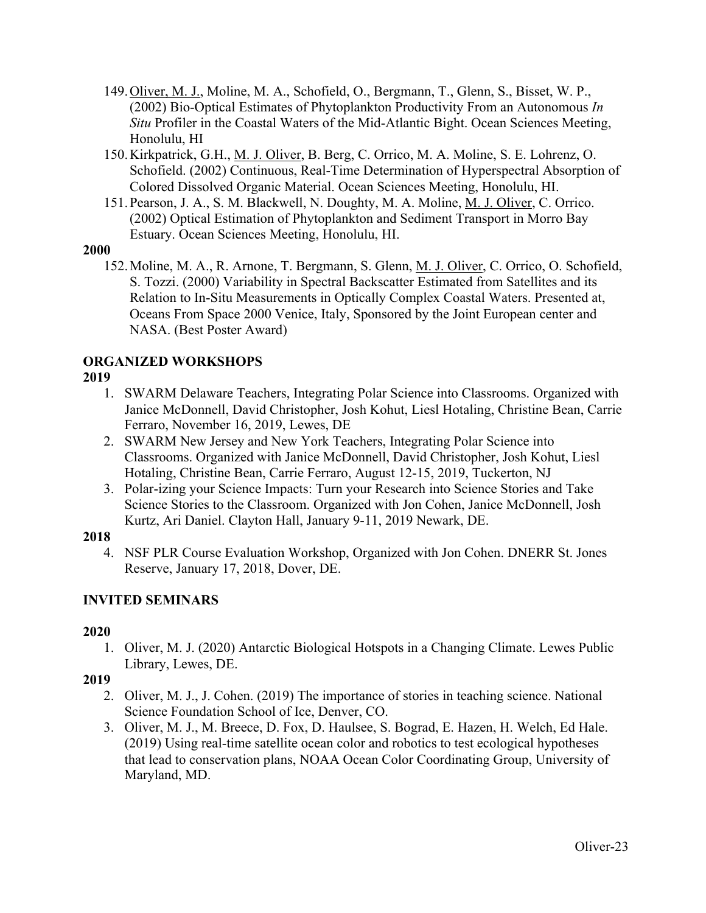149. Oliver, M. J., Moline, M. A., Schofield, O., Bergmann, T., Glenn, S., Bisset, W. P., (2002) Bio-Optical Estimates of Phytoplankton Productivity From an Autonomous *In Situ* Profiler in the Coastal Waters of the Mid-Atlantic Bight. Ocean Sciences Meeting, Honolulu, HI
150. Kirkpatrick, G.H., M. J. Oliver, B. Berg, C. Orrico, M. A. Moline, S. E. Lohrenz, O. Schofield. (2002) Continuous, Real-Time Determination of Hyperspectral Absorption of Colored Dissolved Organic Material. Ocean Sciences Meeting, Honolulu, HI.
151. Pearson, J. A., S. M. Blackwell, N. Doughty, M. A. Moline, M. J. Oliver, C. Orrico. (2002) Optical Estimation of Phytoplankton and Sediment Transport in Morro Bay Estuary. Ocean Sciences Meeting, Honolulu, HI.

**2000**

152. Moline, M. A., R. Arnone, T. Bergmann, S. Glenn, M. J. Oliver, C. Orrico, O. Schofield, S. Tozzi. (2000) Variability in Spectral Backscatter Estimated from Satellites and its Relation to In-Situ Measurements in Optically Complex Coastal Waters. Presented at, Oceans From Space 2000 Venice, Italy, Sponsored by the Joint European center and NASA. (Best Poster Award)

## ORGANIZED WORKSHOPS

**2019**

1. SWARM Delaware Teachers, Integrating Polar Science into Classrooms. Organized with Janice McDonnell, David Christopher, Josh Kohut, Liesl Hotaling, Christine Bean, Carrie Ferraro, November 16, 2019, Lewes, DE
2. SWARM New Jersey and New York Teachers, Integrating Polar Science into Classrooms. Organized with Janice McDonnell, David Christopher, Josh Kohut, Liesl Hotaling, Christine Bean, Carrie Ferraro, August 12-15, 2019, Tuckerton, NJ
3. Polar-izing your Science Impacts: Turn your Research into Science Stories and Take Science Stories to the Classroom. Organized with Jon Cohen, Janice McDonnell, Josh Kurtz, Ari Daniel. Clayton Hall, January 9-11, 2019 Newark, DE.

**2018**

4. NSF PLR Course Evaluation Workshop, Organized with Jon Cohen. DNERR St. Jones Reserve, January 17, 2018, Dover, DE.

## INVITED SEMINARS

**2020**

1. Oliver, M. J. (2020) Antarctic Biological Hotspots in a Changing Climate. Lewes Public Library, Lewes, DE.

**2019**

2. Oliver, M. J., J. Cohen. (2019) The importance of stories in teaching science. National Science Foundation School of Ice, Denver, CO.
3. Oliver, M. J., M. Breece, D. Fox, D. Haulsee, S. Bograd, E. Hazen, H. Welch, Ed Hale. (2019) Using real-time satellite ocean color and robotics to test ecological hypotheses that lead to conservation plans, NOAA Ocean Color Coordinating Group, University of Maryland, MD.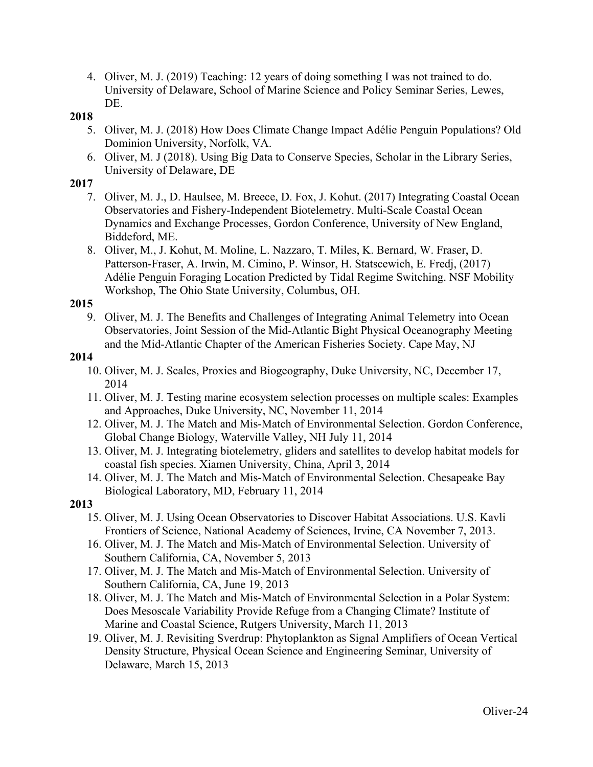4. Oliver, M. J. (2019) Teaching: 12 years of doing something I was not trained to do. University of Delaware, School of Marine Science and Policy Seminar Series, Lewes, DE.

**2018**

5. Oliver, M. J. (2018) How Does Climate Change Impact Adélie Penguin Populations? Old Dominion University, Norfolk, VA.
6. Oliver, M. J (2018). Using Big Data to Conserve Species, Scholar in the Library Series, University of Delaware, DE

**2017**

7. Oliver, M. J., D. Haulsee, M. Breece, D. Fox, J. Kohut. (2017) Integrating Coastal Ocean Observatories and Fishery-Independent Biotelemetry. Multi-Scale Coastal Ocean Dynamics and Exchange Processes, Gordon Conference, University of New England, Biddeford, ME.
8. Oliver, M., J. Kohut, M. Moline, L. Nazzaro, T. Miles, K. Bernard, W. Fraser, D. Patterson-Fraser, A. Irwin, M. Cimino, P. Winsor, H. Statscewich, E. Fredj, (2017) Adélie Penguin Foraging Location Predicted by Tidal Regime Switching. NSF Mobility Workshop, The Ohio State University, Columbus, OH.

**2015**

9. Oliver, M. J. The Benefits and Challenges of Integrating Animal Telemetry into Ocean Observatories, Joint Session of the Mid-Atlantic Bight Physical Oceanography Meeting and the Mid-Atlantic Chapter of the American Fisheries Society. Cape May, NJ

**2014**

10. Oliver, M. J. Scales, Proxies and Biogeography, Duke University, NC, December 17, 2014
11. Oliver, M. J. Testing marine ecosystem selection processes on multiple scales: Examples and Approaches, Duke University, NC, November 11, 2014
12. Oliver, M. J. The Match and Mis-Match of Environmental Selection. Gordon Conference, Global Change Biology, Waterville Valley, NH July 11, 2014
13. Oliver, M. J. Integrating biotelemetry, gliders and satellites to develop habitat models for coastal fish species. Xiamen University, China, April 3, 2014
14. Oliver, M. J. The Match and Mis-Match of Environmental Selection. Chesapeake Bay Biological Laboratory, MD, February 11, 2014

**2013**

15. Oliver, M. J. Using Ocean Observatories to Discover Habitat Associations. U.S. Kavli Frontiers of Science, National Academy of Sciences, Irvine, CA November 7, 2013.
16. Oliver, M. J. The Match and Mis-Match of Environmental Selection. University of Southern California, CA, November 5, 2013
17. Oliver, M. J. The Match and Mis-Match of Environmental Selection. University of Southern California, CA, June 19, 2013
18. Oliver, M. J. The Match and Mis-Match of Environmental Selection in a Polar System: Does Mesoscale Variability Provide Refuge from a Changing Climate? Institute of Marine and Coastal Science, Rutgers University, March 11, 2013
19. Oliver, M. J. Revisiting Sverdrup: Phytoplankton as Signal Amplifiers of Ocean Vertical Density Structure, Physical Ocean Science and Engineering Seminar, University of Delaware, March 15, 2013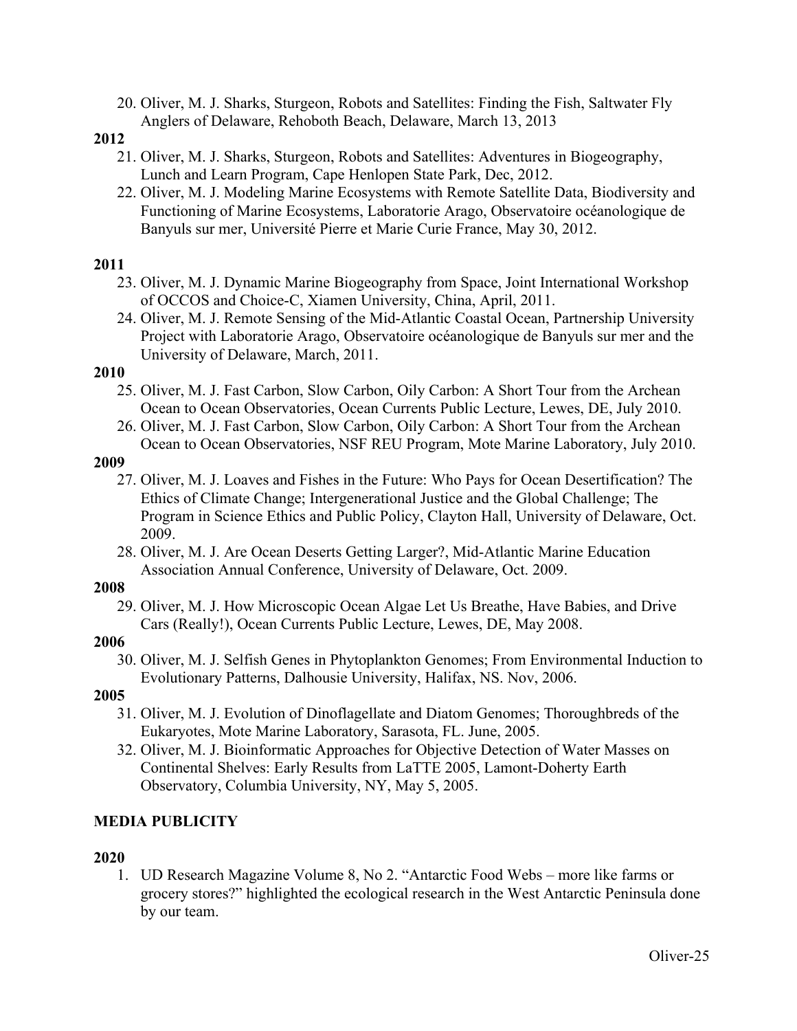20. Oliver, M. J. Sharks, Sturgeon, Robots and Satellites: Finding the Fish, Saltwater Fly Anglers of Delaware, Rehoboth Beach, Delaware, March 13, 2013

**2012**

21. Oliver, M. J. Sharks, Sturgeon, Robots and Satellites: Adventures in Biogeography, Lunch and Learn Program, Cape Henlopen State Park, Dec, 2012.
22. Oliver, M. J. Modeling Marine Ecosystems with Remote Satellite Data, Biodiversity and Functioning of Marine Ecosystems, Laboratorie Arago, Observatoire océanologique de Banyuls sur mer, Université Pierre et Marie Curie France, May 30, 2012.

**2011**

23. Oliver, M. J. Dynamic Marine Biogeography from Space, Joint International Workshop of OCCOS and Choice-C, Xiamen University, China, April, 2011.
24. Oliver, M. J. Remote Sensing of the Mid-Atlantic Coastal Ocean, Partnership University Project with Laboratorie Arago, Observatoire océanologique de Banyuls sur mer and the University of Delaware, March, 2011.

**2010**

25. Oliver, M. J. Fast Carbon, Slow Carbon, Oily Carbon: A Short Tour from the Archean Ocean to Ocean Observatories, Ocean Currents Public Lecture, Lewes, DE, July 2010.
26. Oliver, M. J. Fast Carbon, Slow Carbon, Oily Carbon: A Short Tour from the Archean Ocean to Ocean Observatories, NSF REU Program, Mote Marine Laboratory, July 2010.

**2009**

27. Oliver, M. J. Loaves and Fishes in the Future: Who Pays for Ocean Desertification? The Ethics of Climate Change; Intergenerational Justice and the Global Challenge; The Program in Science Ethics and Public Policy, Clayton Hall, University of Delaware, Oct. 2009.
28. Oliver, M. J. Are Ocean Deserts Getting Larger?, Mid-Atlantic Marine Education Association Annual Conference, University of Delaware, Oct. 2009.

**2008**

29. Oliver, M. J. How Microscopic Ocean Algae Let Us Breathe, Have Babies, and Drive Cars (Really!), Ocean Currents Public Lecture, Lewes, DE, May 2008.

**2006**

30. Oliver, M. J. Selfish Genes in Phytoplankton Genomes; From Environmental Induction to Evolutionary Patterns, Dalhousie University, Halifax, NS. Nov, 2006.

**2005**

31. Oliver, M. J. Evolution of Dinoflagellate and Diatom Genomes; Thoroughbreds of the Eukaryotes, Mote Marine Laboratory, Sarasota, FL. June, 2005.
32. Oliver, M. J. Bioinformatic Approaches for Objective Detection of Water Masses on Continental Shelves: Early Results from LaTTE 2005, Lamont-Doherty Earth Observatory, Columbia University, NY, May 5, 2005.

## MEDIA PUBLICITY

**2020**

1. UD Research Magazine Volume 8, No 2. "Antarctic Food Webs – more like farms or grocery stores?" highlighted the ecological research in the West Antarctic Peninsula done by our team.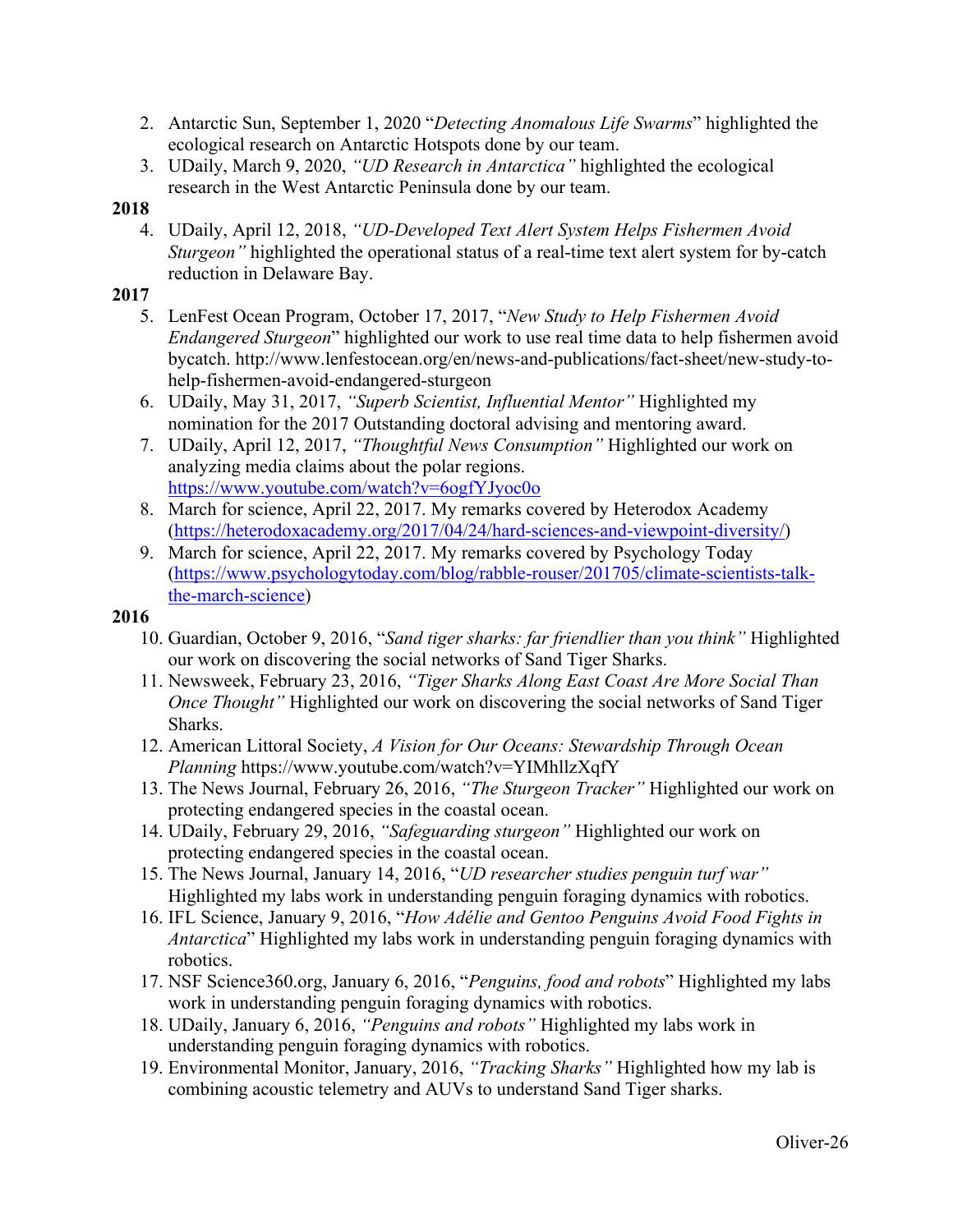2. Antarctic Sun, September 1, 2020 "*Detecting Anomalous Life Swarms*" highlighted the ecological research on Antarctic Hotspots done by our team.
3. UDaily, March 9, 2020, *"UD Research in Antarctica"* highlighted the ecological research in the West Antarctic Peninsula done by our team.

**2018**

4. UDaily, April 12, 2018, *"UD-Developed Text Alert System Helps Fishermen Avoid Sturgeon"* highlighted the operational status of a real-time text alert system for by-catch reduction in Delaware Bay.

**2017**

5. LenFest Ocean Program, October 17, 2017, "*New Study to Help Fishermen Avoid Endangered Sturgeon*" highlighted our work to use real time data to help fishermen avoid bycatch. http://www.lenfestocean.org/en/news-and-publications/fact-sheet/new-study-to-help-fishermen-avoid-endangered-sturgeon
6. UDaily, May 31, 2017, *"Superb Scientist, Influential Mentor"* Highlighted my nomination for the 2017 Outstanding doctoral advising and mentoring award.
7. UDaily, April 12, 2017, *"Thoughtful News Consumption"* Highlighted our work on analyzing media claims about the polar regions. https://www.youtube.com/watch?v=6ogfYJyoc0o
8. March for science, April 22, 2017. My remarks covered by Heterodox Academy (https://heterodoxacademy.org/2017/04/24/hard-sciences-and-viewpoint-diversity/)
9. March for science, April 22, 2017. My remarks covered by Psychology Today (https://www.psychologytoday.com/blog/rabble-rouser/201705/climate-scientists-talk-the-march-science)

**2016**

10. Guardian, October 9, 2016, "*Sand tiger sharks: far friendlier than you think"* Highlighted our work on discovering the social networks of Sand Tiger Sharks.
11. Newsweek, February 23, 2016, *"Tiger Sharks Along East Coast Are More Social Than Once Thought"* Highlighted our work on discovering the social networks of Sand Tiger Sharks.
12. American Littoral Society, *A Vision for Our Oceans: Stewardship Through Ocean Planning* https://www.youtube.com/watch?v=YIMhllzXqfY
13. The News Journal, February 26, 2016, *"The Sturgeon Tracker"* Highlighted our work on protecting endangered species in the coastal ocean.
14. UDaily, February 29, 2016, *"Safeguarding sturgeon"* Highlighted our work on protecting endangered species in the coastal ocean.
15. The News Journal, January 14, 2016, "*UD researcher studies penguin turf war"* Highlighted my labs work in understanding penguin foraging dynamics with robotics.
16. IFL Science, January 9, 2016, "*How Adélie and Gentoo Penguins Avoid Food Fights in Antarctica*" Highlighted my labs work in understanding penguin foraging dynamics with robotics.
17. NSF Science360.org, January 6, 2016, "*Penguins, food and robots*" Highlighted my labs work in understanding penguin foraging dynamics with robotics.
18. UDaily, January 6, 2016, *"Penguins and robots"* Highlighted my labs work in understanding penguin foraging dynamics with robotics.
19. Environmental Monitor, January, 2016, *"Tracking Sharks"* Highlighted how my lab is combining acoustic telemetry and AUVs to understand Sand Tiger sharks.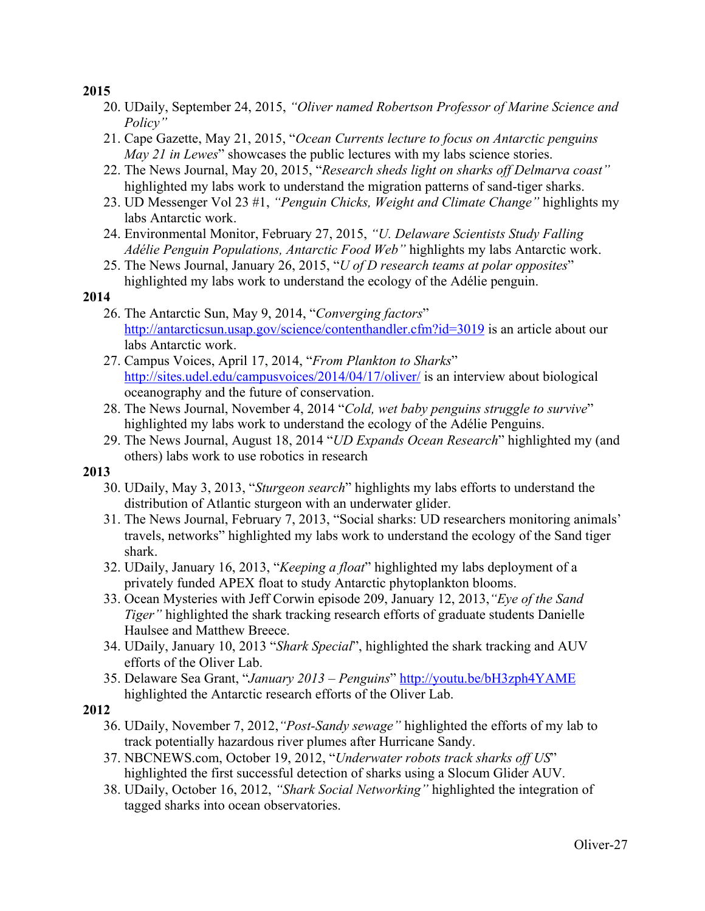**2015**

20. UDaily, September 24, 2015, *"Oliver named Robertson Professor of Marine Science and Policy"*
21. Cape Gazette, May 21, 2015, "*Ocean Currents lecture to focus on Antarctic penguins May 21 in Lewes*" showcases the public lectures with my labs science stories.
22. The News Journal, May 20, 2015, "*Research sheds light on sharks off Delmarva coast"* highlighted my labs work to understand the migration patterns of sand-tiger sharks.
23. UD Messenger Vol 23 #1, *"Penguin Chicks, Weight and Climate Change"* highlights my labs Antarctic work.
24. Environmental Monitor, February 27, 2015, *"U. Delaware Scientists Study Falling Adélie Penguin Populations, Antarctic Food Web"* highlights my labs Antarctic work.
25. The News Journal, January 26, 2015, "*U of D research teams at polar opposites*" highlighted my labs work to understand the ecology of the Adélie penguin.

**2014**

26. The Antarctic Sun, May 9, 2014, "*Converging factors*" http://antarcticsun.usap.gov/science/contenthandler.cfm?id=3019 is an article about our labs Antarctic work.
27. Campus Voices, April 17, 2014, "*From Plankton to Sharks*" http://sites.udel.edu/campusvoices/2014/04/17/oliver/ is an interview about biological oceanography and the future of conservation.
28. The News Journal, November 4, 2014 "*Cold, wet baby penguins struggle to survive*" highlighted my labs work to understand the ecology of the Adélie Penguins.
29. The News Journal, August 18, 2014 "*UD Expands Ocean Research*" highlighted my (and others) labs work to use robotics in research

**2013**

30. UDaily, May 3, 2013, "*Sturgeon search*" highlights my labs efforts to understand the distribution of Atlantic sturgeon with an underwater glider.
31. The News Journal, February 7, 2013, "Social sharks: UD researchers monitoring animals' travels, networks" highlighted my labs work to understand the ecology of the Sand tiger shark.
32. UDaily, January 16, 2013, "*Keeping a float*" highlighted my labs deployment of a privately funded APEX float to study Antarctic phytoplankton blooms.
33. Ocean Mysteries with Jeff Corwin episode 209, January 12, 2013,*"Eye of the Sand Tiger"* highlighted the shark tracking research efforts of graduate students Danielle Haulsee and Matthew Breece.
34. UDaily, January 10, 2013 "*Shark Special*", highlighted the shark tracking and AUV efforts of the Oliver Lab.
35. Delaware Sea Grant, "*January 2013 – Penguins*" http://youtu.be/bH3zph4YAME highlighted the Antarctic research efforts of the Oliver Lab.

**2012**

36. UDaily, November 7, 2012,*"Post-Sandy sewage"* highlighted the efforts of my lab to track potentially hazardous river plumes after Hurricane Sandy.
37. NBCNEWS.com, October 19, 2012, "*Underwater robots track sharks off US*" highlighted the first successful detection of sharks using a Slocum Glider AUV.
38. UDaily, October 16, 2012, *"Shark Social Networking"* highlighted the integration of tagged sharks into ocean observatories.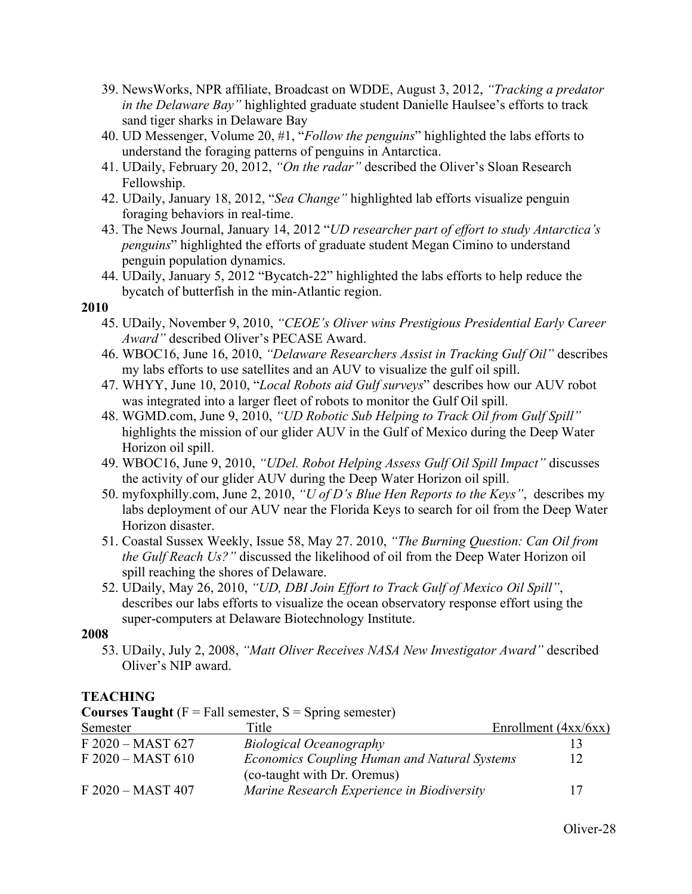39. NewsWorks, NPR affiliate, Broadcast on WDDE, August 3, 2012, *"Tracking a predator in the Delaware Bay"* highlighted graduate student Danielle Haulsee's efforts to track sand tiger sharks in Delaware Bay
40. UD Messenger, Volume 20, #1, "*Follow the penguins*" highlighted the labs efforts to understand the foraging patterns of penguins in Antarctica.
41. UDaily, February 20, 2012, *"On the radar"* described the Oliver's Sloan Research Fellowship.
42. UDaily, January 18, 2012, "*Sea Change"* highlighted lab efforts visualize penguin foraging behaviors in real-time.
43. The News Journal, January 14, 2012 "*UD researcher part of effort to study Antarctica's penguins*" highlighted the efforts of graduate student Megan Cimino to understand penguin population dynamics.
44. UDaily, January 5, 2012 "Bycatch-22" highlighted the labs efforts to help reduce the bycatch of butterfish in the min-Atlantic region.

**2010**

45. UDaily, November 9, 2010, *"CEOE's Oliver wins Prestigious Presidential Early Career Award"* described Oliver's PECASE Award.
46. WBOC16, June 16, 2010, *"Delaware Researchers Assist in Tracking Gulf Oil"* describes my labs efforts to use satellites and an AUV to visualize the gulf oil spill.
47. WHYY, June 10, 2010, "*Local Robots aid Gulf surveys*" describes how our AUV robot was integrated into a larger fleet of robots to monitor the Gulf Oil spill.
48. WGMD.com, June 9, 2010, *"UD Robotic Sub Helping to Track Oil from Gulf Spill"* highlights the mission of our glider AUV in the Gulf of Mexico during the Deep Water Horizon oil spill.
49. WBOC16, June 9, 2010, *"UDel. Robot Helping Assess Gulf Oil Spill Impact"* discusses the activity of our glider AUV during the Deep Water Horizon oil spill.
50. myfoxphilly.com, June 2, 2010, *"U of D's Blue Hen Reports to the Keys"*, describes my labs deployment of our AUV near the Florida Keys to search for oil from the Deep Water Horizon disaster.
51. Coastal Sussex Weekly, Issue 58, May 27. 2010, *"The Burning Question: Can Oil from the Gulf Reach Us?"* discussed the likelihood of oil from the Deep Water Horizon oil spill reaching the shores of Delaware.
52. UDaily, May 26, 2010, *"UD, DBI Join Effort to Track Gulf of Mexico Oil Spill"*, describes our labs efforts to visualize the ocean observatory response effort using the super-computers at Delaware Biotechnology Institute.

**2008**

53. UDaily, July 2, 2008, *"Matt Oliver Receives NASA New Investigator Award"* described Oliver's NIP award.

## TEACHING

**Courses Taught** (F = Fall semester, S = Spring semester)

| Semester | Title | Enrollment (4xx/6xx) |
|---|---|---|
| F 2020 – MAST 627 | *Biological Oceanography* | 13 |
| F 2020 – MAST 610 | *Economics Coupling Human and Natural Systems* (co-taught with Dr. Oremus) | 12 |
| F 2020 – MAST 407 | *Marine Research Experience in Biodiversity* | 17 |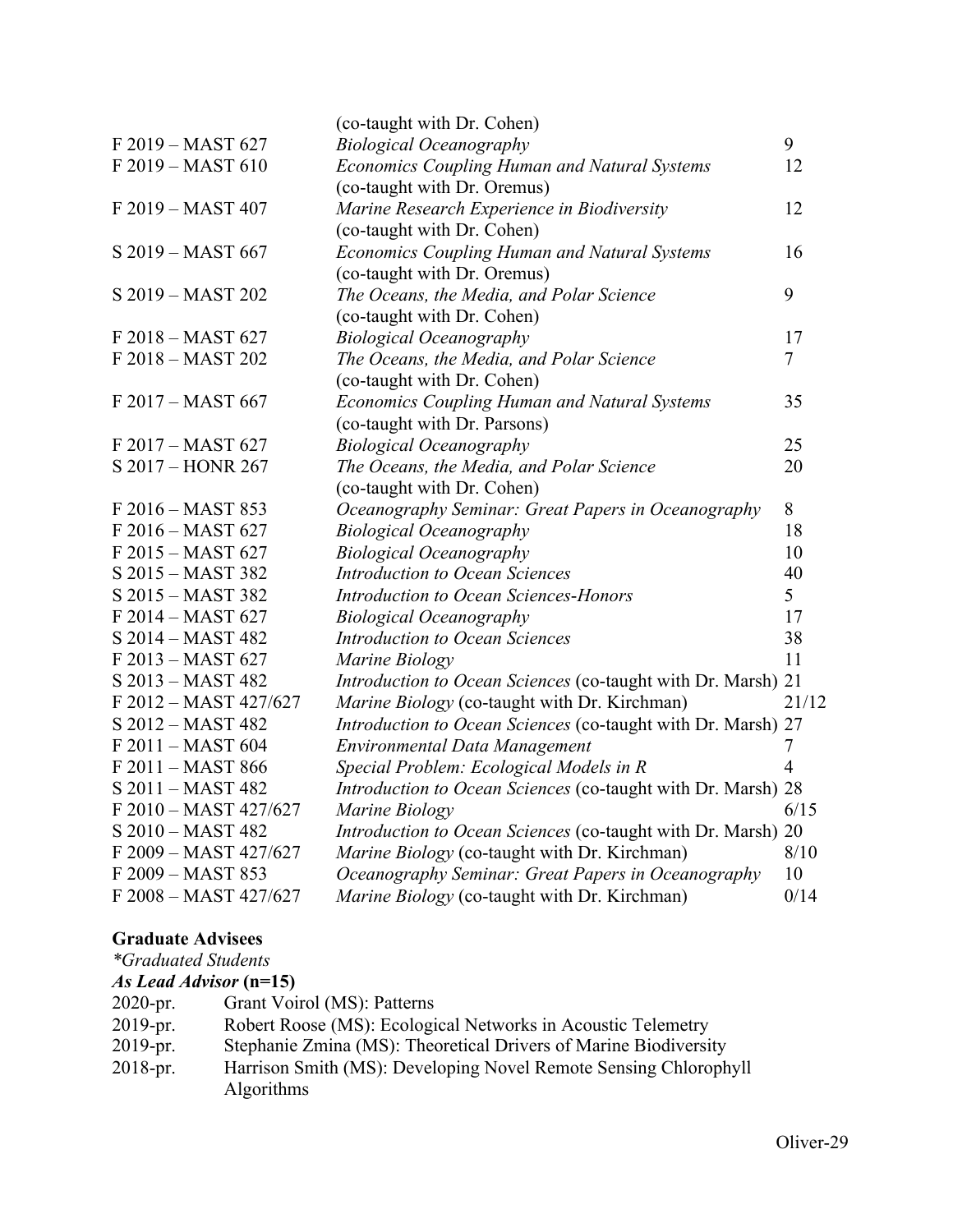| | | |
|---|---|---|
| | (co-taught with Dr. Cohen) | |
| F 2019 – MAST 627 | *Biological Oceanography* | 9 |
| F 2019 – MAST 610 | *Economics Coupling Human and Natural Systems* (co-taught with Dr. Oremus) | 12 |
| F 2019 – MAST 407 | *Marine Research Experience in Biodiversity* (co-taught with Dr. Cohen) | 12 |
| S 2019 – MAST 667 | *Economics Coupling Human and Natural Systems* (co-taught with Dr. Oremus) | 16 |
| S 2019 – MAST 202 | *The Oceans, the Media, and Polar Science* (co-taught with Dr. Cohen) | 9 |
| F 2018 – MAST 627 | *Biological Oceanography* | 17 |
| F 2018 – MAST 202 | *The Oceans, the Media, and Polar Science* (co-taught with Dr. Cohen) | 7 |
| F 2017 – MAST 667 | *Economics Coupling Human and Natural Systems* (co-taught with Dr. Parsons) | 35 |
| F 2017 – MAST 627 | *Biological Oceanography* | 25 |
| S 2017 – HONR 267 | *The Oceans, the Media, and Polar Science* (co-taught with Dr. Cohen) | 20 |
| F 2016 – MAST 853 | *Oceanography Seminar: Great Papers in Oceanography* | 8 |
| F 2016 – MAST 627 | *Biological Oceanography* | 18 |
| F 2015 – MAST 627 | *Biological Oceanography* | 10 |
| S 2015 – MAST 382 | *Introduction to Ocean Sciences* | 40 |
| S 2015 – MAST 382 | *Introduction to Ocean Sciences-Honors* | 5 |
| F 2014 – MAST 627 | *Biological Oceanography* | 17 |
| S 2014 – MAST 482 | *Introduction to Ocean Sciences* | 38 |
| F 2013 – MAST 627 | *Marine Biology* | 11 |
| S 2013 – MAST 482 | *Introduction to Ocean Sciences* (co-taught with Dr. Marsh) | 21 |
| F 2012 – MAST 427/627 | *Marine Biology* (co-taught with Dr. Kirchman) | 21/12 |
| S 2012 – MAST 482 | *Introduction to Ocean Sciences* (co-taught with Dr. Marsh) | 27 |
| F 2011 – MAST 604 | *Environmental Data Management* | 7 |
| F 2011 – MAST 866 | *Special Problem: Ecological Models in R* | 4 |
| S 2011 – MAST 482 | *Introduction to Ocean Sciences* (co-taught with Dr. Marsh) | 28 |
| F 2010 – MAST 427/627 | *Marine Biology* | 6/15 |
| S 2010 – MAST 482 | *Introduction to Ocean Sciences* (co-taught with Dr. Marsh) | 20 |
| F 2009 – MAST 427/627 | *Marine Biology* (co-taught with Dr. Kirchman) | 8/10 |
| F 2009 – MAST 853 | *Oceanography Seminar: Great Papers in Oceanography* | 10 |
| F 2008 – MAST 427/627 | *Marine Biology* (co-taught with Dr. Kirchman) | 0/14 |

**Graduate Advisees**

*\*Graduated Students*

***As Lead Advisor* (n=15)**

2020-pr. Grant Voirol (MS): Patterns

2019-pr. Robert Roose (MS): Ecological Networks in Acoustic Telemetry

2019-pr. Stephanie Zmina (MS): Theoretical Drivers of Marine Biodiversity

2018-pr. Harrison Smith (MS): Developing Novel Remote Sensing Chlorophyll Algorithms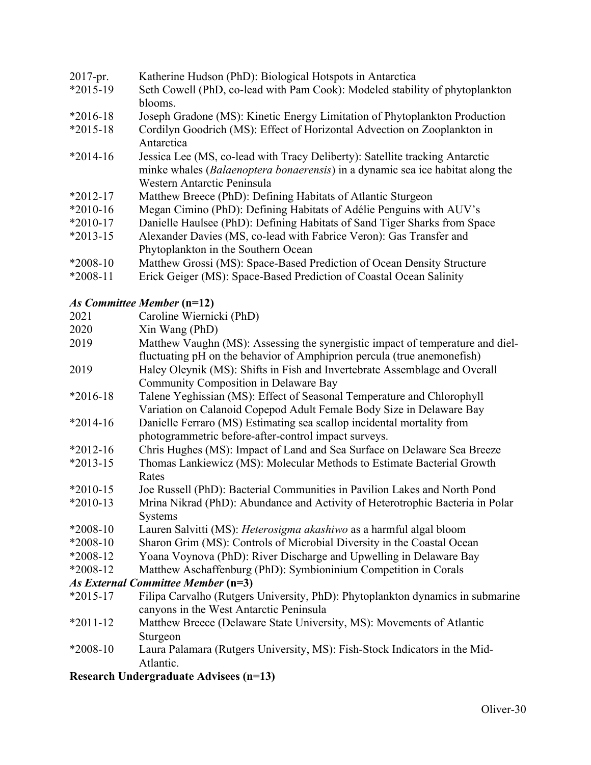2017-pr. Katherine Hudson (PhD): Biological Hotspots in Antarctica

*2015-19 Seth Cowell (PhD, co-lead with Pam Cook): Modeled stability of phytoplankton blooms.

*2016-18 Joseph Gradone (MS): Kinetic Energy Limitation of Phytoplankton Production

*2015-18 Cordilyn Goodrich (MS): Effect of Horizontal Advection on Zooplankton in Antarctica

*2014-16 Jessica Lee (MS, co-lead with Tracy Deliberty): Satellite tracking Antarctic minke whales (*Balaenoptera bonaerensis*) in a dynamic sea ice habitat along the Western Antarctic Peninsula

*2012-17 Matthew Breece (PhD): Defining Habitats of Atlantic Sturgeon

*2010-16 Megan Cimino (PhD): Defining Habitats of Adélie Penguins with AUV's

*2010-17 Danielle Haulsee (PhD): Defining Habitats of Sand Tiger Sharks from Space

*2013-15 Alexander Davies (MS, co-lead with Fabrice Veron): Gas Transfer and Phytoplankton in the Southern Ocean

*2008-10 Matthew Grossi (MS): Space-Based Prediction of Ocean Density Structure

*2008-11 Erick Geiger (MS): Space-Based Prediction of Coastal Ocean Salinity

### *As Committee Member* (n=12)

2021 Caroline Wiernicki (PhD)

2020 Xin Wang (PhD)

2019 Matthew Vaughn (MS): Assessing the synergistic impact of temperature and diel-fluctuating pH on the behavior of Amphiprion percula (true anemonefish)

2019 Haley Oleynik (MS): Shifts in Fish and Invertebrate Assemblage and Overall Community Composition in Delaware Bay

*2016-18 Talene Yeghissian (MS): Effect of Seasonal Temperature and Chlorophyll Variation on Calanoid Copepod Adult Female Body Size in Delaware Bay

*2014-16 Danielle Ferraro (MS) Estimating sea scallop incidental mortality from photogrammetric before-after-control impact surveys.

*2012-16 Chris Hughes (MS): Impact of Land and Sea Surface on Delaware Sea Breeze

*2013-15 Thomas Lankiewicz (MS): Molecular Methods to Estimate Bacterial Growth Rates

*2010-15 Joe Russell (PhD): Bacterial Communities in Pavilion Lakes and North Pond

*2010-13 Mrina Nikrad (PhD): Abundance and Activity of Heterotrophic Bacteria in Polar Systems

*2008-10 Lauren Salvitti (MS): *Heterosigma akashiwo* as a harmful algal bloom

*2008-10 Sharon Grim (MS): Controls of Microbial Diversity in the Coastal Ocean

*2008-12 Yoana Voynova (PhD): River Discharge and Upwelling in Delaware Bay

*2008-12 Matthew Aschaffenburg (PhD): Symbioninium Competition in Corals

### *As External Committee Member* (n=3)

*2015-17 Filipa Carvalho (Rutgers University, PhD): Phytoplankton dynamics in submarine canyons in the West Antarctic Peninsula

*2011-12 Matthew Breece (Delaware State University, MS): Movements of Atlantic Sturgeon

*2008-10 Laura Palamara (Rutgers University, MS): Fish-Stock Indicators in the Mid-Atlantic.

### Research Undergraduate Advisees (n=13)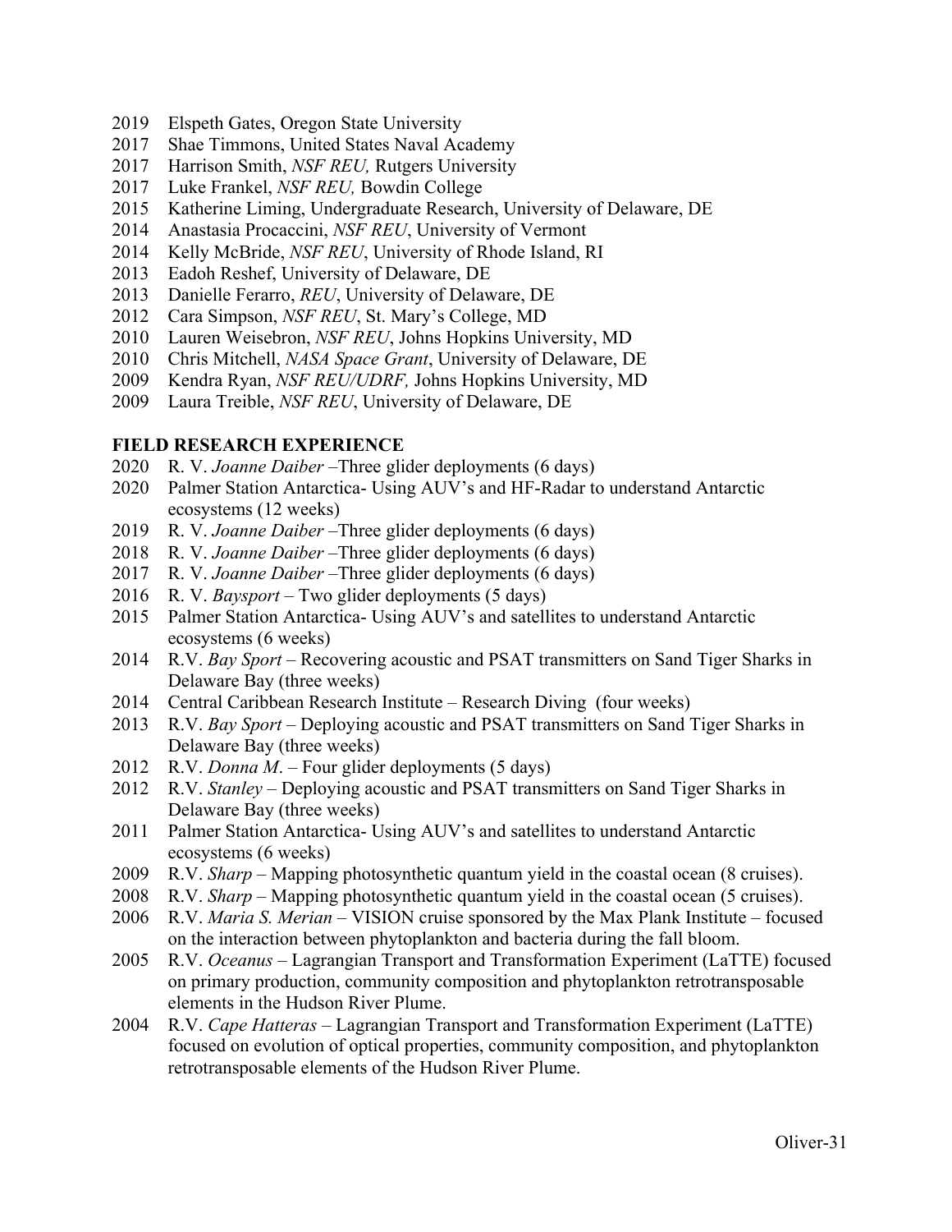2019 Elspeth Gates, Oregon State University
2017 Shae Timmons, United States Naval Academy
2017 Harrison Smith, *NSF REU,* Rutgers University
2017 Luke Frankel, *NSF REU,* Bowdin College
2015 Katherine Liming, Undergraduate Research, University of Delaware, DE
2014 Anastasia Procaccini, *NSF REU*, University of Vermont
2014 Kelly McBride, *NSF REU*, University of Rhode Island, RI
2013 Eadoh Reshef, University of Delaware, DE
2013 Danielle Ferarro, *REU*, University of Delaware, DE
2012 Cara Simpson, *NSF REU*, St. Mary's College, MD
2010 Lauren Weisebron, *NSF REU*, Johns Hopkins University, MD
2010 Chris Mitchell, *NASA Space Grant*, University of Delaware, DE
2009 Kendra Ryan, *NSF REU/UDRF,* Johns Hopkins University, MD
2009 Laura Treible, *NSF REU*, University of Delaware, DE

**FIELD RESEARCH EXPERIENCE**

2020 R. V. *Joanne Daiber* –Three glider deployments (6 days)
2020 Palmer Station Antarctica- Using AUV's and HF-Radar to understand Antarctic ecosystems (12 weeks)
2019 R. V. *Joanne Daiber* –Three glider deployments (6 days)
2018 R. V. *Joanne Daiber* –Three glider deployments (6 days)
2017 R. V. *Joanne Daiber* –Three glider deployments (6 days)
2016 R. V. *Baysport* – Two glider deployments (5 days)
2015 Palmer Station Antarctica- Using AUV's and satellites to understand Antarctic ecosystems (6 weeks)
2014 R.V. *Bay Sport* – Recovering acoustic and PSAT transmitters on Sand Tiger Sharks in Delaware Bay (three weeks)
2014 Central Caribbean Research Institute – Research Diving (four weeks)
2013 R.V. *Bay Sport* – Deploying acoustic and PSAT transmitters on Sand Tiger Sharks in Delaware Bay (three weeks)
2012 R.V. *Donna M*. – Four glider deployments (5 days)
2012 R.V. *Stanley* – Deploying acoustic and PSAT transmitters on Sand Tiger Sharks in Delaware Bay (three weeks)
2011 Palmer Station Antarctica- Using AUV's and satellites to understand Antarctic ecosystems (6 weeks)
2009 R.V. *Sharp* – Mapping photosynthetic quantum yield in the coastal ocean (8 cruises).
2008 R.V. *Sharp* – Mapping photosynthetic quantum yield in the coastal ocean (5 cruises).
2006 R.V. *Maria S. Merian* – VISION cruise sponsored by the Max Plank Institute – focused on the interaction between phytoplankton and bacteria during the fall bloom.
2005 R.V. *Oceanus* – Lagrangian Transport and Transformation Experiment (LaTTE) focused on primary production, community composition and phytoplankton retrotransposable elements in the Hudson River Plume.
2004 R.V. *Cape Hatteras* – Lagrangian Transport and Transformation Experiment (LaTTE) focused on evolution of optical properties, community composition, and phytoplankton retrotransposable elements of the Hudson River Plume.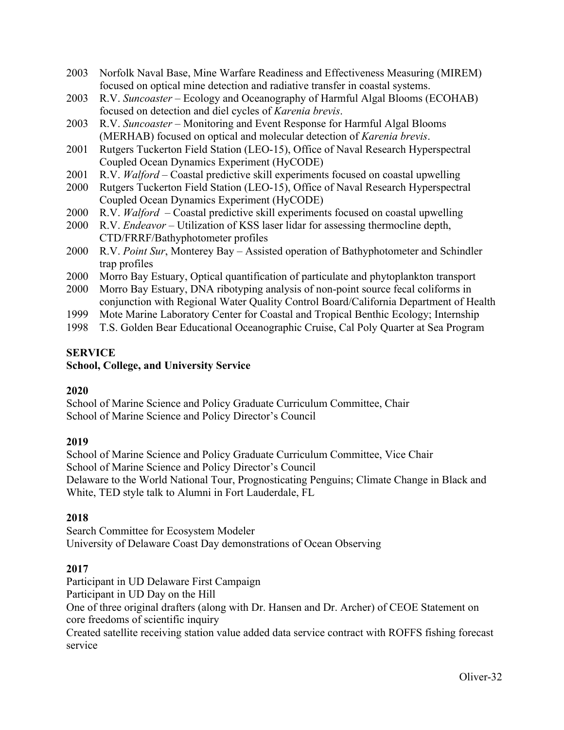2003 Norfolk Naval Base, Mine Warfare Readiness and Effectiveness Measuring (MIREM) focused on optical mine detection and radiative transfer in coastal systems.
2003 R.V. *Suncoaster* – Ecology and Oceanography of Harmful Algal Blooms (ECOHAB) focused on detection and diel cycles of *Karenia brevis*.
2003 R.V. *Suncoaster* – Monitoring and Event Response for Harmful Algal Blooms (MERHAB) focused on optical and molecular detection of *Karenia brevis*.
2001 Rutgers Tuckerton Field Station (LEO-15), Office of Naval Research Hyperspectral Coupled Ocean Dynamics Experiment (HyCODE)
2001 R.V. *Walford* – Coastal predictive skill experiments focused on coastal upwelling
2000 Rutgers Tuckerton Field Station (LEO-15), Office of Naval Research Hyperspectral Coupled Ocean Dynamics Experiment (HyCODE)
2000 R.V. *Walford* – Coastal predictive skill experiments focused on coastal upwelling
2000 R.V. *Endeavor* – Utilization of KSS laser lidar for assessing thermocline depth, CTD/FRRF/Bathyphotometer profiles
2000 R.V. *Point Sur*, Monterey Bay – Assisted operation of Bathyphotometer and Schindler trap profiles
2000 Morro Bay Estuary, Optical quantification of particulate and phytoplankton transport
2000 Morro Bay Estuary, DNA ribotyping analysis of non-point source fecal coliforms in conjunction with Regional Water Quality Control Board/California Department of Health
1999 Mote Marine Laboratory Center for Coastal and Tropical Benthic Ecology; Internship
1998 T.S. Golden Bear Educational Oceanographic Cruise, Cal Poly Quarter at Sea Program

## SERVICE

### School, College, and University Service

**2020**

School of Marine Science and Policy Graduate Curriculum Committee, Chair
School of Marine Science and Policy Director's Council

**2019**

School of Marine Science and Policy Graduate Curriculum Committee, Vice Chair
School of Marine Science and Policy Director's Council
Delaware to the World National Tour, Prognosticating Penguins; Climate Change in Black and White, TED style talk to Alumni in Fort Lauderdale, FL

**2018**

Search Committee for Ecosystem Modeler
University of Delaware Coast Day demonstrations of Ocean Observing

**2017**

Participant in UD Delaware First Campaign
Participant in UD Day on the Hill
One of three original drafters (along with Dr. Hansen and Dr. Archer) of CEOE Statement on core freedoms of scientific inquiry
Created satellite receiving station value added data service contract with ROFFS fishing forecast service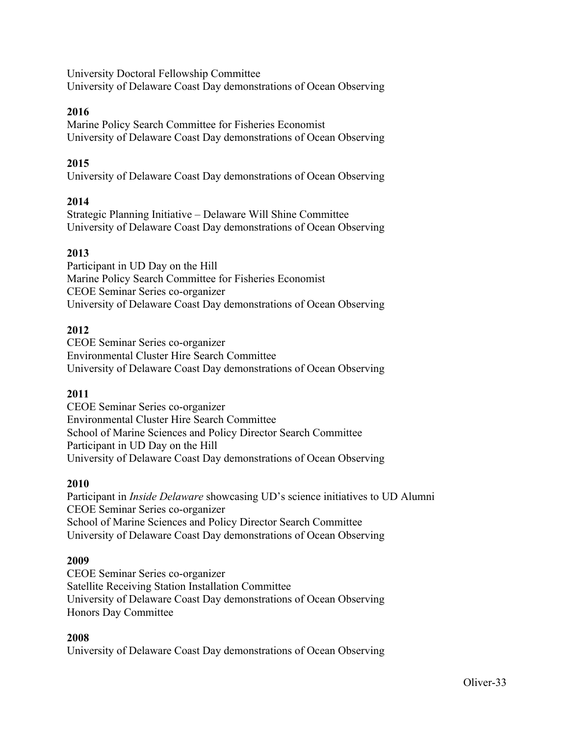University Doctoral Fellowship Committee
University of Delaware Coast Day demonstrations of Ocean Observing

**2016**
Marine Policy Search Committee for Fisheries Economist
University of Delaware Coast Day demonstrations of Ocean Observing

**2015**
University of Delaware Coast Day demonstrations of Ocean Observing

**2014**
Strategic Planning Initiative – Delaware Will Shine Committee
University of Delaware Coast Day demonstrations of Ocean Observing

**2013**
Participant in UD Day on the Hill
Marine Policy Search Committee for Fisheries Economist
CEOE Seminar Series co-organizer
University of Delaware Coast Day demonstrations of Ocean Observing

**2012**
CEOE Seminar Series co-organizer
Environmental Cluster Hire Search Committee
University of Delaware Coast Day demonstrations of Ocean Observing

**2011**
CEOE Seminar Series co-organizer
Environmental Cluster Hire Search Committee
School of Marine Sciences and Policy Director Search Committee
Participant in UD Day on the Hill
University of Delaware Coast Day demonstrations of Ocean Observing

**2010**
Participant in *Inside Delaware* showcasing UD's science initiatives to UD Alumni
CEOE Seminar Series co-organizer
School of Marine Sciences and Policy Director Search Committee
University of Delaware Coast Day demonstrations of Ocean Observing

**2009**
CEOE Seminar Series co-organizer
Satellite Receiving Station Installation Committee
University of Delaware Coast Day demonstrations of Ocean Observing
Honors Day Committee

**2008**
University of Delaware Coast Day demonstrations of Ocean Observing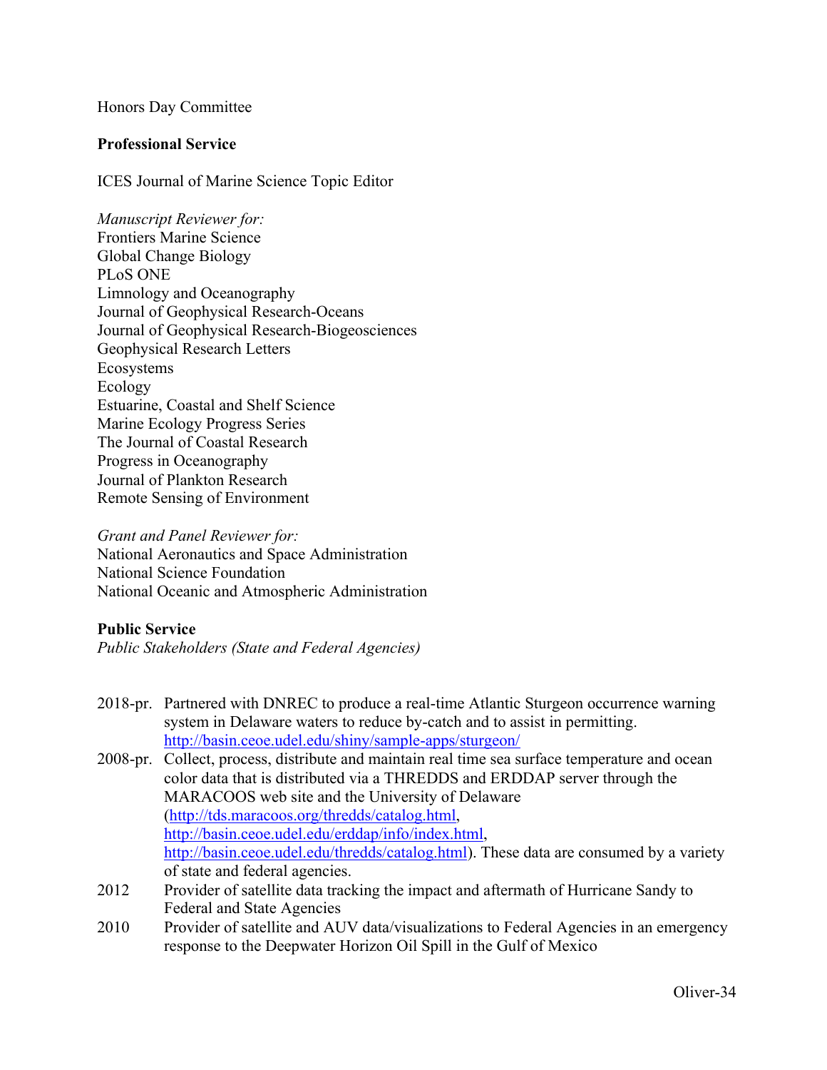Honors Day Committee

**Professional Service**

ICES Journal of Marine Science Topic Editor

*Manuscript Reviewer for:*
Frontiers Marine Science
Global Change Biology
PLoS ONE
Limnology and Oceanography
Journal of Geophysical Research-Oceans
Journal of Geophysical Research-Biogeosciences
Geophysical Research Letters
Ecosystems
Ecology
Estuarine, Coastal and Shelf Science
Marine Ecology Progress Series
The Journal of Coastal Research
Progress in Oceanography
Journal of Plankton Research
Remote Sensing of Environment

*Grant and Panel Reviewer for:*
National Aeronautics and Space Administration
National Science Foundation
National Oceanic and Atmospheric Administration

**Public Service**
*Public Stakeholders (State and Federal Agencies)*

2018-pr. Partnered with DNREC to produce a real-time Atlantic Sturgeon occurrence warning system in Delaware waters to reduce by-catch and to assist in permitting. http://basin.ceoe.udel.edu/shiny/sample-apps/sturgeon/

2008-pr. Collect, process, distribute and maintain real time sea surface temperature and ocean color data that is distributed via a THREDDS and ERDDAP server through the MARACOOS web site and the University of Delaware (http://tds.maracoos.org/thredds/catalog.html, http://basin.ceoe.udel.edu/erddap/info/index.html, http://basin.ceoe.udel.edu/thredds/catalog.html). These data are consumed by a variety of state and federal agencies.

2012 Provider of satellite data tracking the impact and aftermath of Hurricane Sandy to Federal and State Agencies

2010 Provider of satellite and AUV data/visualizations to Federal Agencies in an emergency response to the Deepwater Horizon Oil Spill in the Gulf of Mexico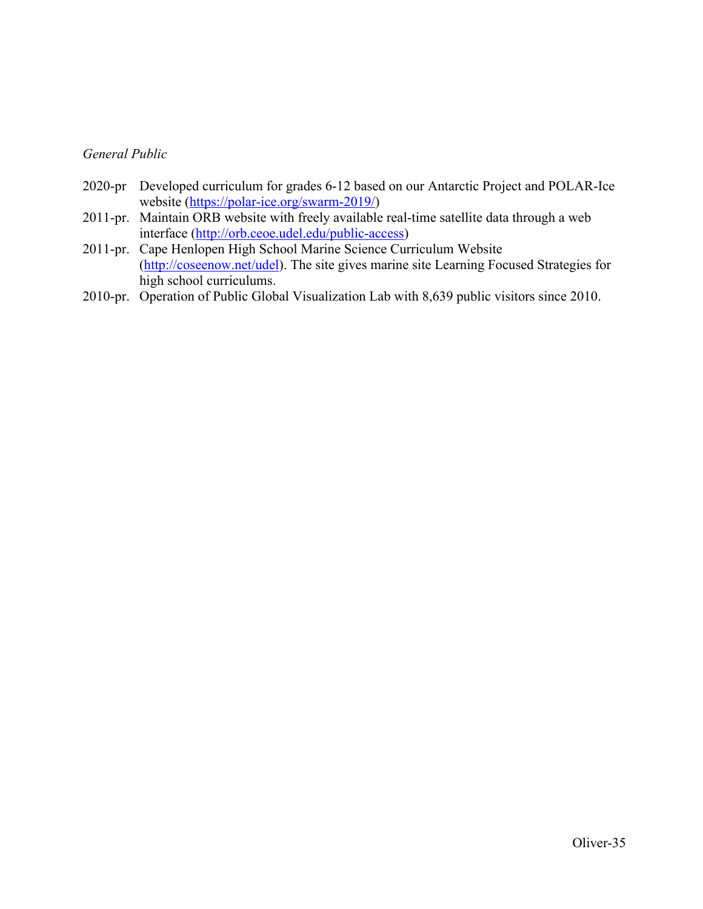*General Public*

2020-pr Developed curriculum for grades 6-12 based on our Antarctic Project and POLAR-Ice website (https://polar-ice.org/swarm-2019/)

2011-pr. Maintain ORB website with freely available real-time satellite data through a web interface (http://orb.ceoe.udel.edu/public-access)

2011-pr. Cape Henlopen High School Marine Science Curriculum Website (http://coseenow.net/udel). The site gives marine site Learning Focused Strategies for high school curriculums.

2010-pr. Operation of Public Global Visualization Lab with 8,639 public visitors since 2010.